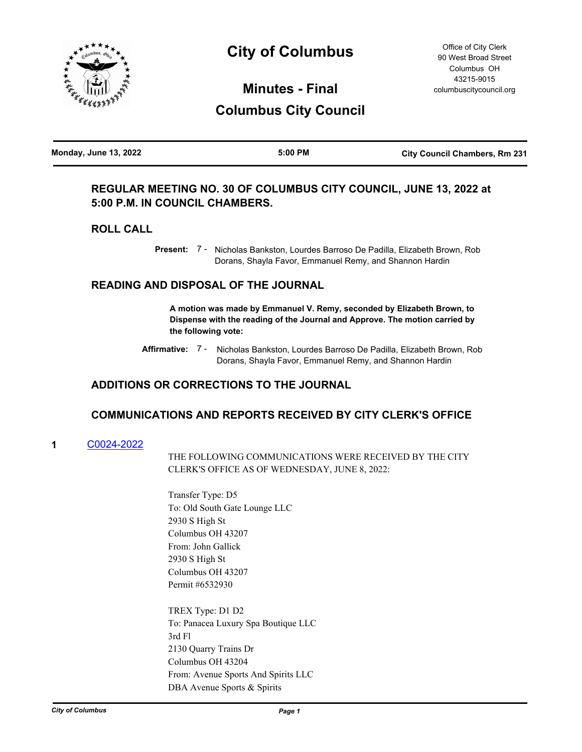# City of Columbus

## Minutes - Final

## Columbus City Council

Office of City Clerk
90 West Broad Street
Columbus OH
43215-9015
columbuscitycouncil.org

**Monday, June 13, 2022** | **5:00 PM** | **City Council Chambers, Rm 231**

### REGULAR MEETING NO. 30 OF COLUMBUS CITY COUNCIL, JUNE 13, 2022 at 5:00 P.M. IN COUNCIL CHAMBERS.

### ROLL CALL

**Present:** 7 - Nicholas Bankston, Lourdes Barroso De Padilla, Elizabeth Brown, Rob Dorans, Shayla Favor, Emmanuel Remy, and Shannon Hardin

### READING AND DISPOSAL OF THE JOURNAL

**A motion was made by Emmanuel V. Remy, seconded by Elizabeth Brown, to Dispense with the reading of the Journal and Approve. The motion carried by the following vote:**

**Affirmative:** 7 - Nicholas Bankston, Lourdes Barroso De Padilla, Elizabeth Brown, Rob Dorans, Shayla Favor, Emmanuel Remy, and Shannon Hardin

### ADDITIONS OR CORRECTIONS TO THE JOURNAL

### COMMUNICATIONS AND REPORTS RECEIVED BY CITY CLERK'S OFFICE

**1** C0024-2022

THE FOLLOWING COMMUNICATIONS WERE RECEIVED BY THE CITY CLERK'S OFFICE AS OF WEDNESDAY, JUNE 8, 2022:

Transfer Type: D5
To: Old South Gate Lounge LLC
2930 S High St
Columbus OH 43207
From: John Gallick
2930 S High St
Columbus OH 43207
Permit #6532930

TREX Type: D1 D2
To: Panacea Luxury Spa Boutique LLC
3rd Fl
2130 Quarry Trains Dr
Columbus OH 43204
From: Avenue Sports And Spirits LLC
DBA Avenue Sports & Spirits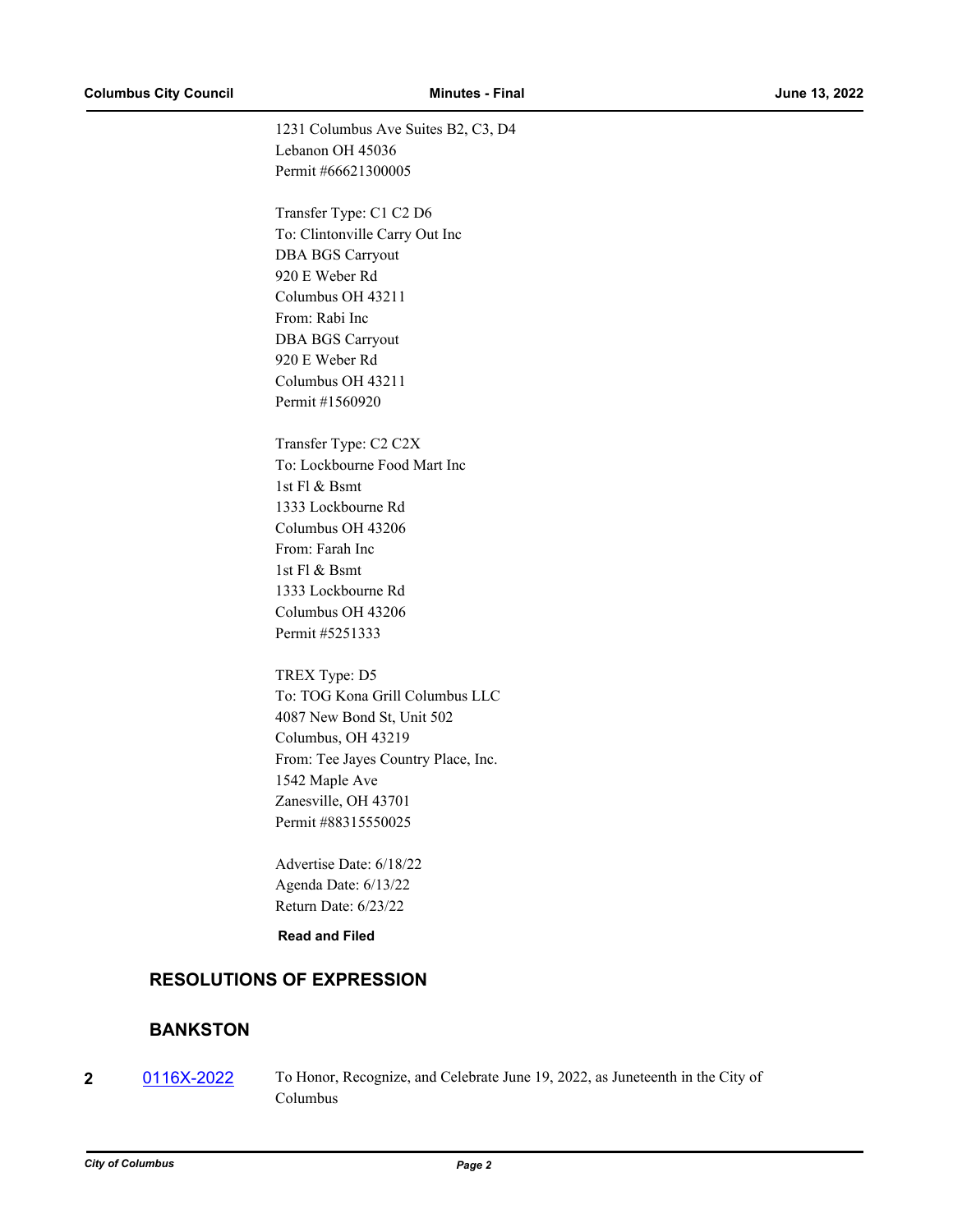1231 Columbus Ave Suites B2, C3, D4
Lebanon OH 45036
Permit #66621300005

Transfer Type: C1 C2 D6
To: Clintonville Carry Out Inc
DBA BGS Carryout
920 E Weber Rd
Columbus OH 43211
From: Rabi Inc
DBA BGS Carryout
920 E Weber Rd
Columbus OH 43211
Permit #1560920

Transfer Type: C2 C2X
To: Lockbourne Food Mart Inc
1st Fl & Bsmt
1333 Lockbourne Rd
Columbus OH 43206
From: Farah Inc
1st Fl & Bsmt
1333 Lockbourne Rd
Columbus OH 43206
Permit #5251333

TREX Type: D5
To: TOG Kona Grill Columbus LLC
4087 New Bond St, Unit 502
Columbus, OH 43219
From: Tee Jayes Country Place, Inc.
1542 Maple Ave
Zanesville, OH 43701
Permit #88315550025

Advertise Date: 6/18/22
Agenda Date: 6/13/22
Return Date: 6/23/22

**Read and Filed**

## RESOLUTIONS OF EXPRESSION

## BANKSTON

**2** 0116X-2022 To Honor, Recognize, and Celebrate June 19, 2022, as Juneteenth in the City of Columbus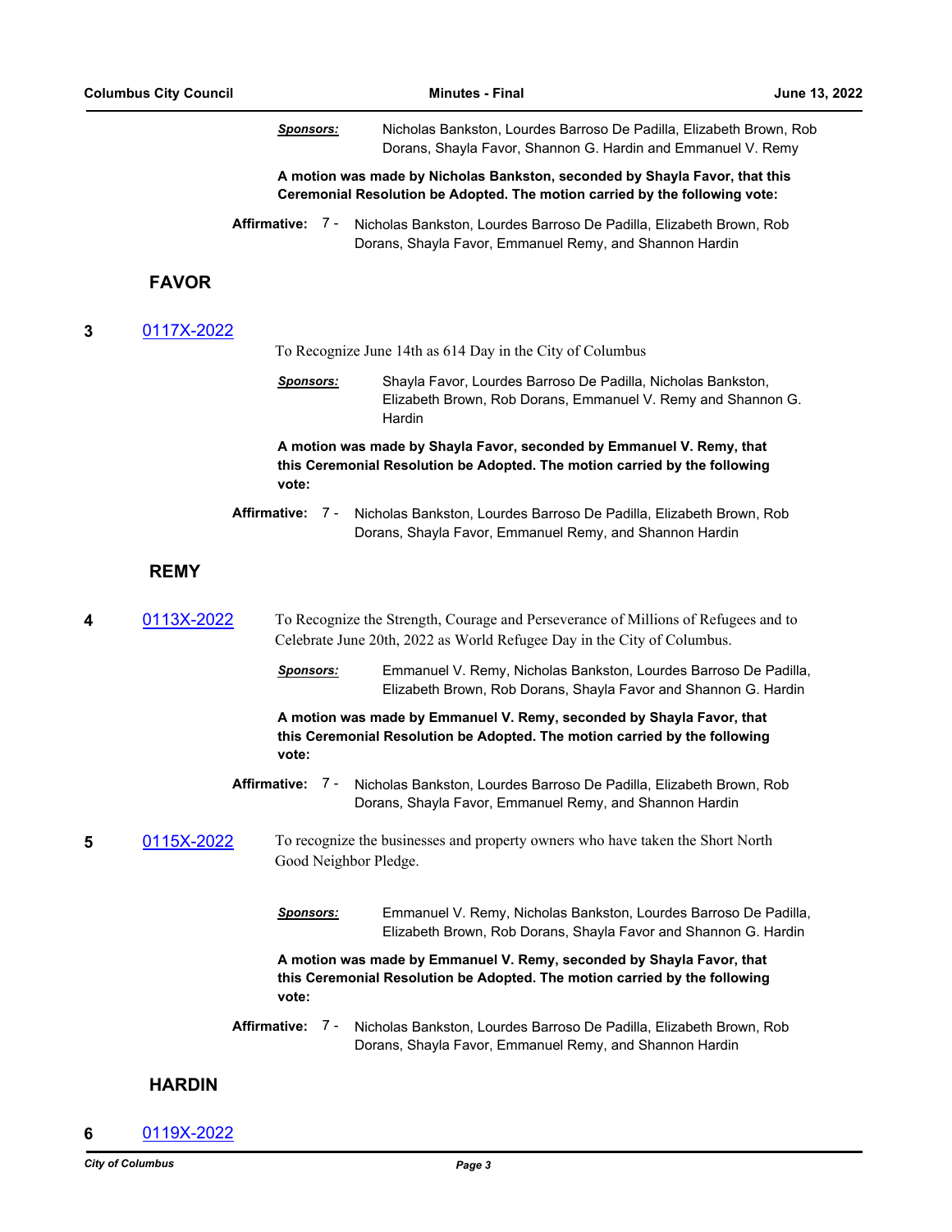**Sponsors:** Nicholas Bankston, Lourdes Barroso De Padilla, Elizabeth Brown, Rob Dorans, Shayla Favor, Shannon G. Hardin and Emmanuel V. Remy

**A motion was made by Nicholas Bankston, seconded by Shayla Favor, that this Ceremonial Resolution be Adopted. The motion carried by the following vote:**

**Affirmative:** 7 - Nicholas Bankston, Lourdes Barroso De Padilla, Elizabeth Brown, Rob Dorans, Shayla Favor, Emmanuel Remy, and Shannon Hardin

## FAVOR

**3** [0117X-2022](0117X-2022)

To Recognize June 14th as 614 Day in the City of Columbus

**Sponsors:** Shayla Favor, Lourdes Barroso De Padilla, Nicholas Bankston, Elizabeth Brown, Rob Dorans, Emmanuel V. Remy and Shannon G. Hardin

**A motion was made by Shayla Favor, seconded by Emmanuel V. Remy, that this Ceremonial Resolution be Adopted. The motion carried by the following vote:**

**Affirmative:** 7 - Nicholas Bankston, Lourdes Barroso De Padilla, Elizabeth Brown, Rob Dorans, Shayla Favor, Emmanuel Remy, and Shannon Hardin

## REMY

**4** [0113X-2022](0113X-2022)

To Recognize the Strength, Courage and Perseverance of Millions of Refugees and to Celebrate June 20th, 2022 as World Refugee Day in the City of Columbus.

**Sponsors:** Emmanuel V. Remy, Nicholas Bankston, Lourdes Barroso De Padilla, Elizabeth Brown, Rob Dorans, Shayla Favor and Shannon G. Hardin

**A motion was made by Emmanuel V. Remy, seconded by Shayla Favor, that this Ceremonial Resolution be Adopted. The motion carried by the following vote:**

**Affirmative:** 7 - Nicholas Bankston, Lourdes Barroso De Padilla, Elizabeth Brown, Rob Dorans, Shayla Favor, Emmanuel Remy, and Shannon Hardin

**5** [0115X-2022](0115X-2022)

To recognize the businesses and property owners who have taken the Short North Good Neighbor Pledge.

**Sponsors:** Emmanuel V. Remy, Nicholas Bankston, Lourdes Barroso De Padilla, Elizabeth Brown, Rob Dorans, Shayla Favor and Shannon G. Hardin

**A motion was made by Emmanuel V. Remy, seconded by Shayla Favor, that this Ceremonial Resolution be Adopted. The motion carried by the following vote:**

**Affirmative:** 7 - Nicholas Bankston, Lourdes Barroso De Padilla, Elizabeth Brown, Rob Dorans, Shayla Favor, Emmanuel Remy, and Shannon Hardin

## HARDIN

**6** [0119X-2022](0119X-2022)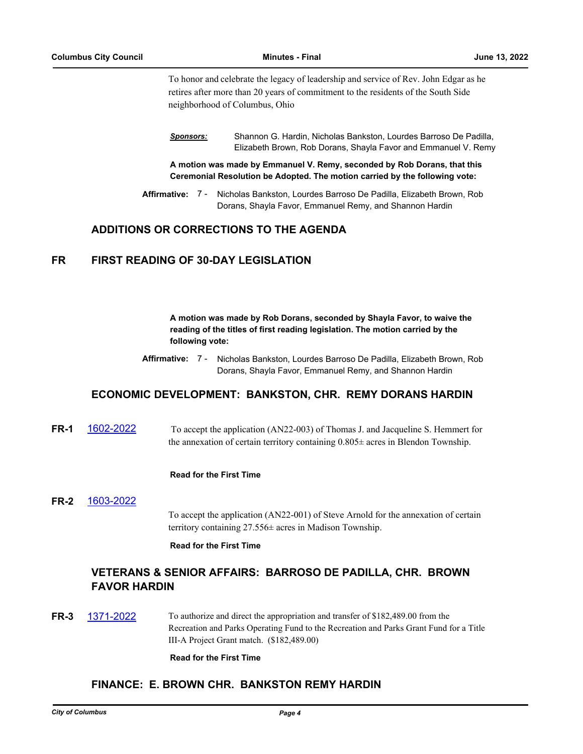To honor and celebrate the legacy of leadership and service of Rev. John Edgar as he retires after more than 20 years of commitment to the residents of the South Side neighborhood of Columbus, Ohio

***Sponsors:*** Shannon G. Hardin, Nicholas Bankston, Lourdes Barroso De Padilla, Elizabeth Brown, Rob Dorans, Shayla Favor and Emmanuel V. Remy

**A motion was made by Emmanuel V. Remy, seconded by Rob Dorans, that this Ceremonial Resolution be Adopted. The motion carried by the following vote:**

**Affirmative:** 7 - Nicholas Bankston, Lourdes Barroso De Padilla, Elizabeth Brown, Rob Dorans, Shayla Favor, Emmanuel Remy, and Shannon Hardin

## ADDITIONS OR CORRECTIONS TO THE AGENDA

## FR FIRST READING OF 30-DAY LEGISLATION

**A motion was made by Rob Dorans, seconded by Shayla Favor, to waive the reading of the titles of first reading legislation. The motion carried by the following vote:**

**Affirmative:** 7 - Nicholas Bankston, Lourdes Barroso De Padilla, Elizabeth Brown, Rob Dorans, Shayla Favor, Emmanuel Remy, and Shannon Hardin

## ECONOMIC DEVELOPMENT: BANKSTON, CHR. REMY DORANS HARDIN

**FR-1** 1602-2022

To accept the application (AN22-003) of Thomas J. and Jacqueline S. Hemmert for the annexation of certain territory containing 0.805± acres in Blendon Township.

**Read for the First Time**

**FR-2** 1603-2022

To accept the application (AN22-001) of Steve Arnold for the annexation of certain territory containing 27.556± acres in Madison Township.

**Read for the First Time**

## VETERANS & SENIOR AFFAIRS: BARROSO DE PADILLA, CHR. BROWN FAVOR HARDIN

**FR-3** 1371-2022

To authorize and direct the appropriation and transfer of $182,489.00 from the Recreation and Parks Operating Fund to the Recreation and Parks Grant Fund for a Title III-A Project Grant match. ($182,489.00)

**Read for the First Time**

## FINANCE: E. BROWN CHR. BANKSTON REMY HARDIN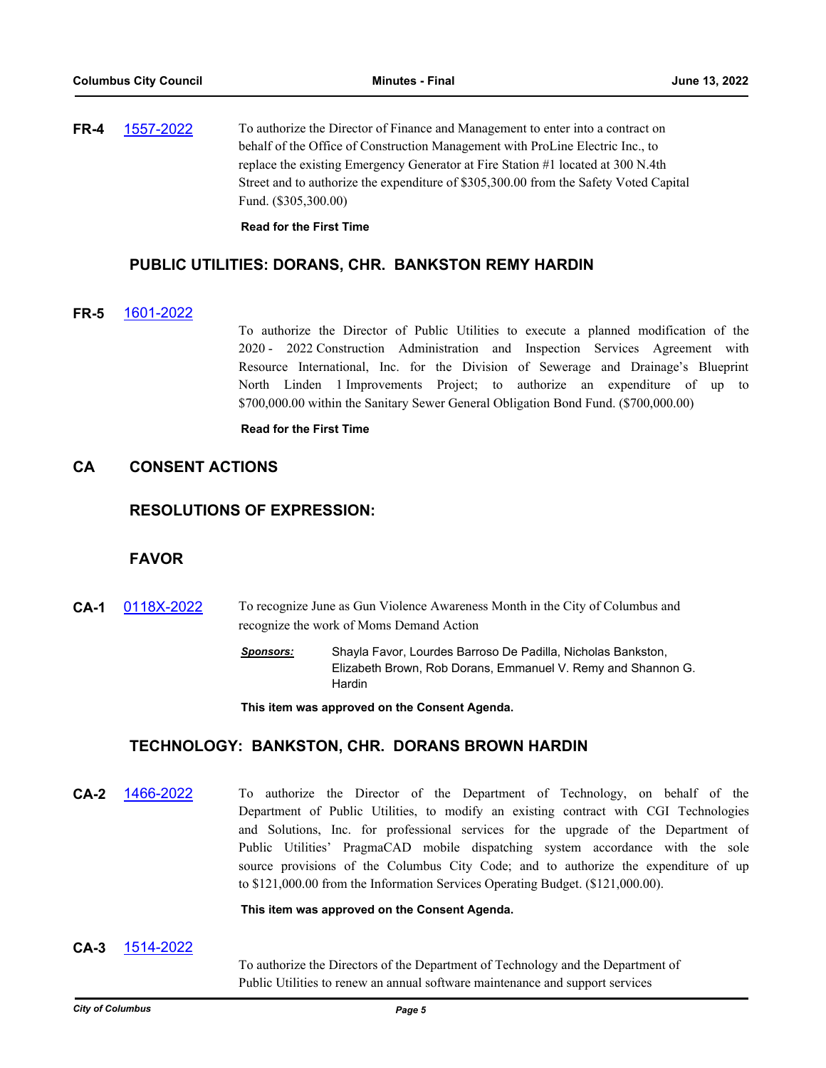**FR-4** [1557-2022](1557-2022)

To authorize the Director of Finance and Management to enter into a contract on behalf of the Office of Construction Management with ProLine Electric Inc., to replace the existing Emergency Generator at Fire Station #1 located at 300 N.4th Street and to authorize the expenditure of $305,300.00 from the Safety Voted Capital Fund. ($305,300.00)

**Read for the First Time**

## PUBLIC UTILITIES: DORANS, CHR. BANKSTON REMY HARDIN

**FR-5** 1601-2022

To authorize the Director of Public Utilities to execute a planned modification of the 2020 - 2022 Construction Administration and Inspection Services Agreement with Resource International, Inc. for the Division of Sewerage and Drainage's Blueprint North Linden 1 Improvements Project; to authorize an expenditure of up to $700,000.00 within the Sanitary Sewer General Obligation Bond Fund. ($700,000.00)

**Read for the First Time**

## CA CONSENT ACTIONS

## RESOLUTIONS OF EXPRESSION:

## FAVOR

**CA-1** 0118X-2022

To recognize June as Gun Violence Awareness Month in the City of Columbus and recognize the work of Moms Demand Action

***Sponsors:*** Shayla Favor, Lourdes Barroso De Padilla, Nicholas Bankston, Elizabeth Brown, Rob Dorans, Emmanuel V. Remy and Shannon G. Hardin

**This item was approved on the Consent Agenda.**

## TECHNOLOGY: BANKSTON, CHR. DORANS BROWN HARDIN

**CA-2** 1466-2022

To authorize the Director of the Department of Technology, on behalf of the Department of Public Utilities, to modify an existing contract with CGI Technologies and Solutions, Inc. for professional services for the upgrade of the Department of Public Utilities' PragmaCAD mobile dispatching system accordance with the sole source provisions of the Columbus City Code; and to authorize the expenditure of up to $121,000.00 from the Information Services Operating Budget. ($121,000.00).

**This item was approved on the Consent Agenda.**

**CA-3** 1514-2022

To authorize the Directors of the Department of Technology and the Department of Public Utilities to renew an annual software maintenance and support services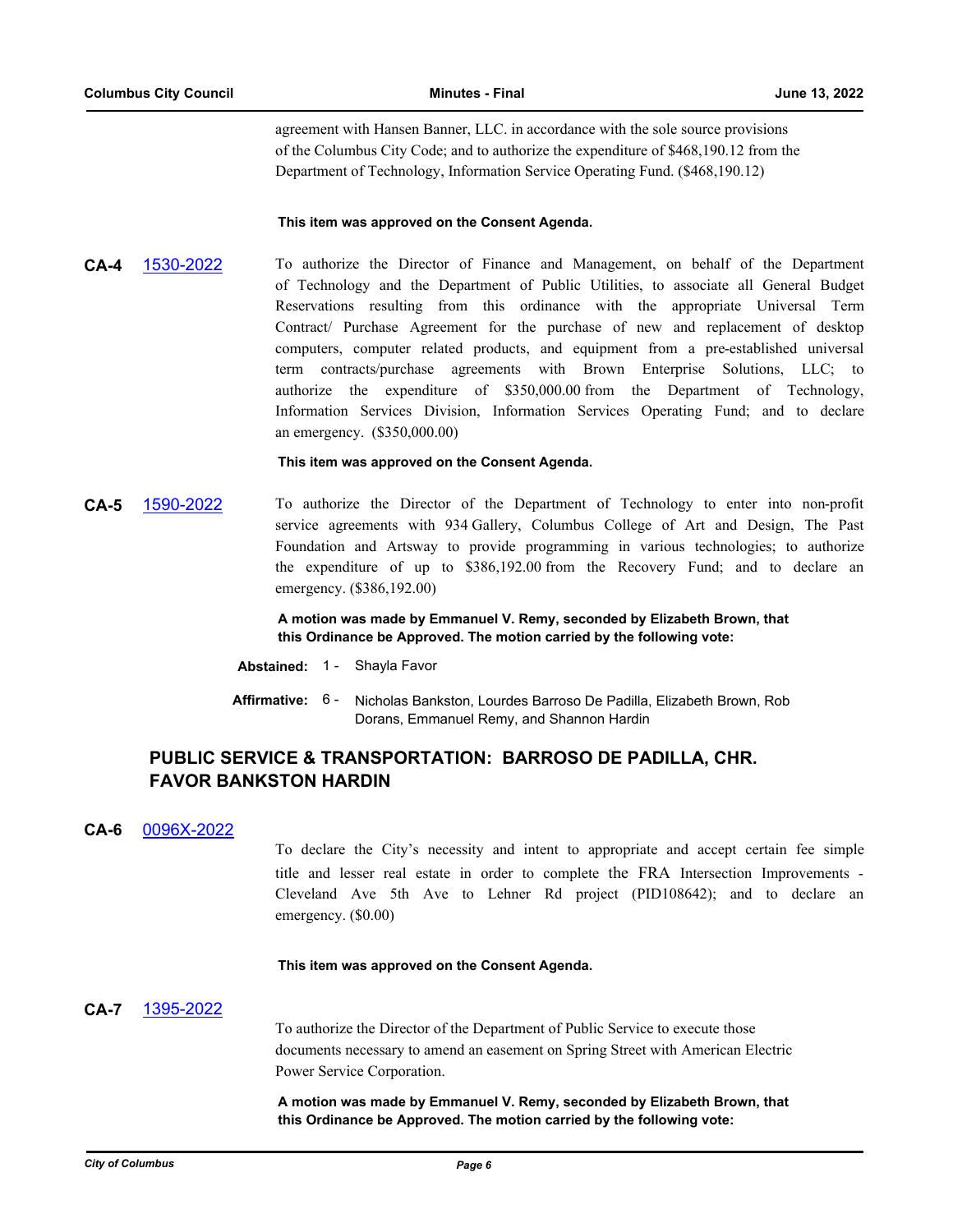agreement with Hansen Banner, LLC. in accordance with the sole source provisions of the Columbus City Code; and to authorize the expenditure of $468,190.12 from the Department of Technology, Information Service Operating Fund. ($468,190.12)

**This item was approved on the Consent Agenda.**

**CA-4** 1530-2022

To authorize the Director of Finance and Management, on behalf of the Department of Technology and the Department of Public Utilities, to associate all General Budget Reservations resulting from this ordinance with the appropriate Universal Term Contract/ Purchase Agreement for the purchase of new and replacement of desktop computers, computer related products, and equipment from a pre-established universal term contracts/purchase agreements with Brown Enterprise Solutions, LLC; to authorize the expenditure of $350,000.00 from the Department of Technology, Information Services Division, Information Services Operating Fund; and to declare an emergency. ($350,000.00)

**This item was approved on the Consent Agenda.**

**CA-5** 1590-2022

To authorize the Director of the Department of Technology to enter into non-profit service agreements with 934 Gallery, Columbus College of Art and Design, The Past Foundation and Artsway to provide programming in various technologies; to authorize the expenditure of up to $386,192.00 from the Recovery Fund; and to declare an emergency. ($386,192.00)

**A motion was made by Emmanuel V. Remy, seconded by Elizabeth Brown, that this Ordinance be Approved. The motion carried by the following vote:**

**Abstained:** 1 - Shayla Favor

**Affirmative:** 6 - Nicholas Bankston, Lourdes Barroso De Padilla, Elizabeth Brown, Rob Dorans, Emmanuel Remy, and Shannon Hardin

## PUBLIC SERVICE & TRANSPORTATION: BARROSO DE PADILLA, CHR. FAVOR BANKSTON HARDIN

**CA-6** 0096X-2022

To declare the City's necessity and intent to appropriate and accept certain fee simple title and lesser real estate in order to complete the FRA Intersection Improvements - Cleveland Ave 5th Ave to Lehner Rd project (PID108642); and to declare an emergency. ($0.00)

**This item was approved on the Consent Agenda.**

**CA-7** 1395-2022

To authorize the Director of the Department of Public Service to execute those documents necessary to amend an easement on Spring Street with American Electric Power Service Corporation.

**A motion was made by Emmanuel V. Remy, seconded by Elizabeth Brown, that this Ordinance be Approved. The motion carried by the following vote:**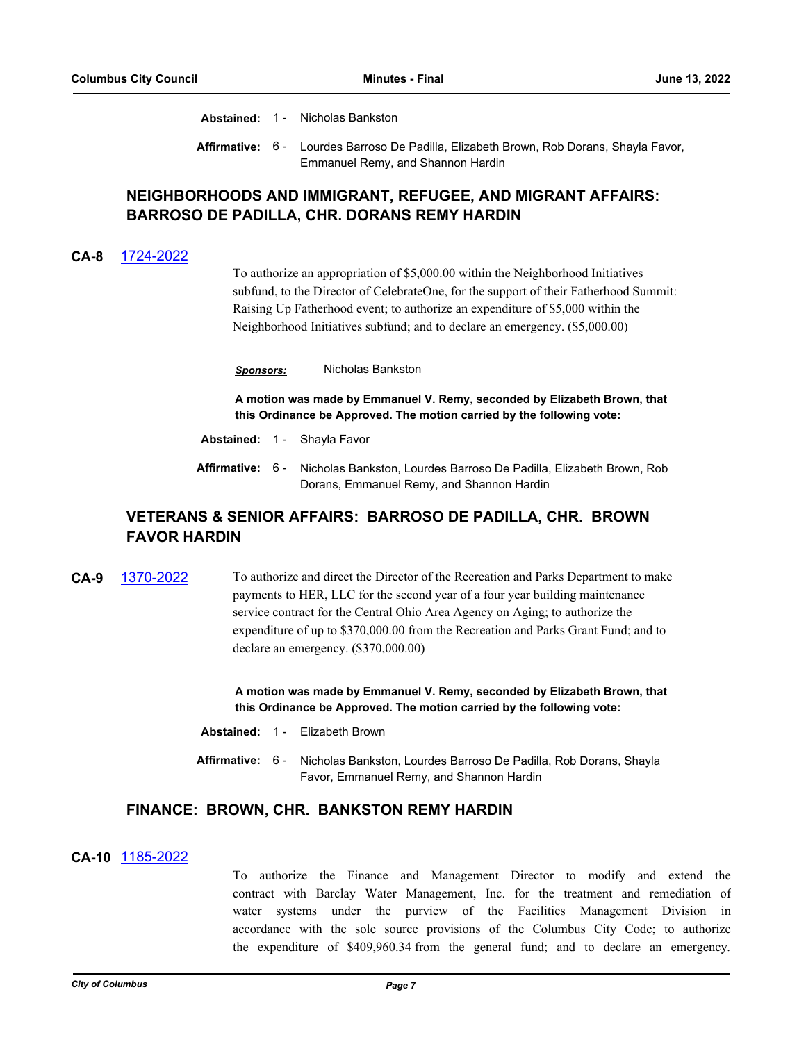**Abstained:** 1 - Nicholas Bankston

**Affirmative:** 6 - Lourdes Barroso De Padilla, Elizabeth Brown, Rob Dorans, Shayla Favor, Emmanuel Remy, and Shannon Hardin

## NEIGHBORHOODS AND IMMIGRANT, REFUGEE, AND MIGRANT AFFAIRS: BARROSO DE PADILLA, CHR. DORANS REMY HARDIN

**CA-8** [1724-2022](#)

To authorize an appropriation of $5,000.00 within the Neighborhood Initiatives subfund, to the Director of CelebrateOne, for the support of their Fatherhood Summit: Raising Up Fatherhood event; to authorize an expenditure of $5,000 within the Neighborhood Initiatives subfund; and to declare an emergency. ($5,000.00)

***Sponsors:*** Nicholas Bankston

**A motion was made by Emmanuel V. Remy, seconded by Elizabeth Brown, that this Ordinance be Approved. The motion carried by the following vote:**

**Abstained:** 1 - Shayla Favor

**Affirmative:** 6 - Nicholas Bankston, Lourdes Barroso De Padilla, Elizabeth Brown, Rob Dorans, Emmanuel Remy, and Shannon Hardin

## VETERANS & SENIOR AFFAIRS: BARROSO DE PADILLA, CHR. BROWN FAVOR HARDIN

**CA-9** [1370-2022](#)

To authorize and direct the Director of the Recreation and Parks Department to make payments to HER, LLC for the second year of a four year building maintenance service contract for the Central Ohio Area Agency on Aging; to authorize the expenditure of up to $370,000.00 from the Recreation and Parks Grant Fund; and to declare an emergency. ($370,000.00)

**A motion was made by Emmanuel V. Remy, seconded by Elizabeth Brown, that this Ordinance be Approved. The motion carried by the following vote:**

**Abstained:** 1 - Elizabeth Brown

**Affirmative:** 6 - Nicholas Bankston, Lourdes Barroso De Padilla, Rob Dorans, Shayla Favor, Emmanuel Remy, and Shannon Hardin

## FINANCE: BROWN, CHR. BANKSTON REMY HARDIN

**CA-10** [1185-2022](#)

To authorize the Finance and Management Director to modify and extend the contract with Barclay Water Management, Inc. for the treatment and remediation of water systems under the purview of the Facilities Management Division in accordance with the sole source provisions of the Columbus City Code; to authorize the expenditure of $409,960.34 from the general fund; and to declare an emergency.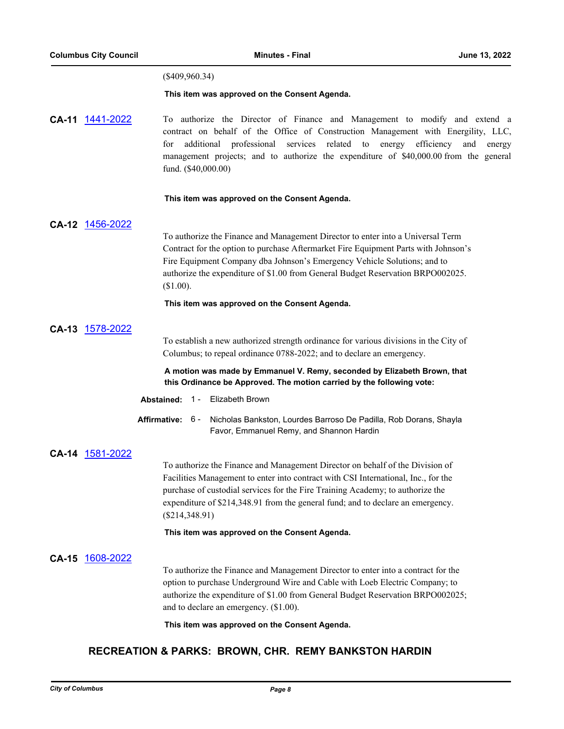($409,960.34)

**This item was approved on the Consent Agenda.**

**CA-11** 1441-2022

To authorize the Director of Finance and Management to modify and extend a contract on behalf of the Office of Construction Management with Energility, LLC, for additional professional services related to energy efficiency and energy management projects; and to authorize the expenditure of $40,000.00 from the general fund. ($40,000.00)

**This item was approved on the Consent Agenda.**

**CA-12** 1456-2022

To authorize the Finance and Management Director to enter into a Universal Term Contract for the option to purchase Aftermarket Fire Equipment Parts with Johnson's Fire Equipment Company dba Johnson's Emergency Vehicle Solutions; and to authorize the expenditure of $1.00 from General Budget Reservation BRPO002025. ($1.00).

**This item was approved on the Consent Agenda.**

**CA-13** 1578-2022

To establish a new authorized strength ordinance for various divisions in the City of Columbus; to repeal ordinance 0788-2022; and to declare an emergency.

**A motion was made by Emmanuel V. Remy, seconded by Elizabeth Brown, that this Ordinance be Approved. The motion carried by the following vote:**

**Abstained:** 1 - Elizabeth Brown

**Affirmative:** 6 - Nicholas Bankston, Lourdes Barroso De Padilla, Rob Dorans, Shayla Favor, Emmanuel Remy, and Shannon Hardin

**CA-14** 1581-2022

To authorize the Finance and Management Director on behalf of the Division of Facilities Management to enter into contract with CSI International, Inc., for the purchase of custodial services for the Fire Training Academy; to authorize the expenditure of $214,348.91 from the general fund; and to declare an emergency. ($214,348.91)

**This item was approved on the Consent Agenda.**

**CA-15** 1608-2022

To authorize the Finance and Management Director to enter into a contract for the option to purchase Underground Wire and Cable with Loeb Electric Company; to authorize the expenditure of $1.00 from General Budget Reservation BRPO002025; and to declare an emergency. ($1.00).

**This item was approved on the Consent Agenda.**

## RECREATION & PARKS: BROWN, CHR. REMY BANKSTON HARDIN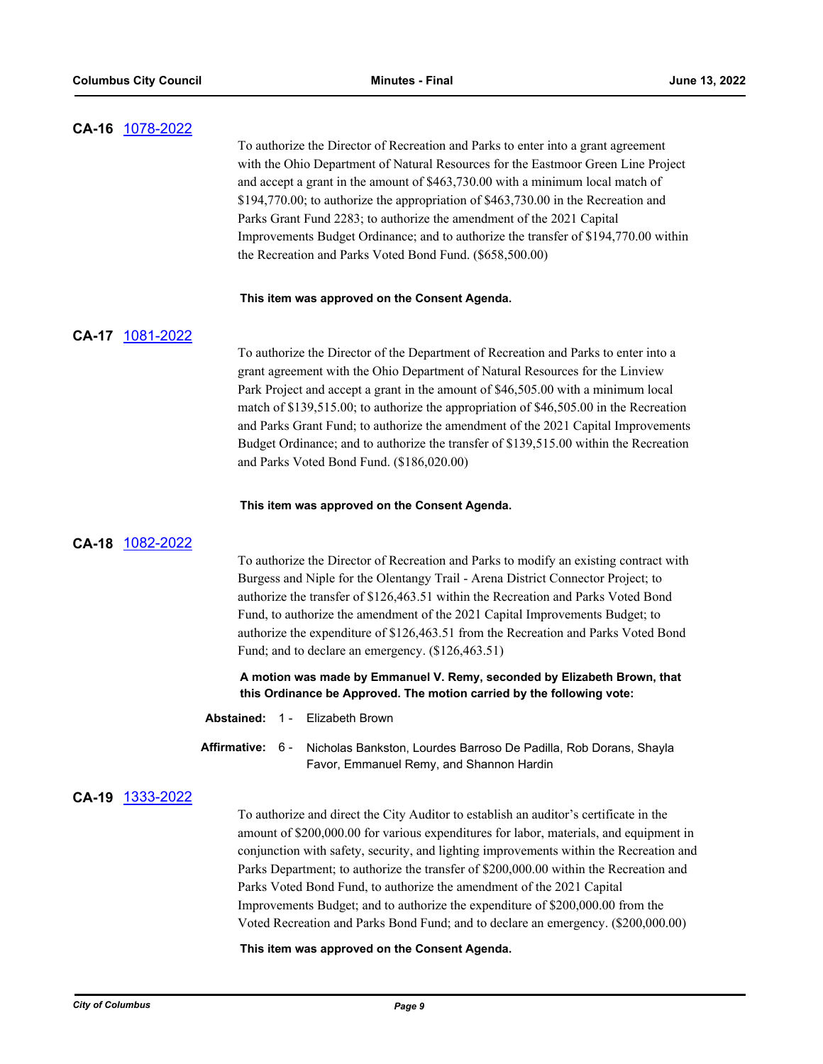**CA-16** 1078-2022

To authorize the Director of Recreation and Parks to enter into a grant agreement with the Ohio Department of Natural Resources for the Eastmoor Green Line Project and accept a grant in the amount of $463,730.00 with a minimum local match of $194,770.00; to authorize the appropriation of $463,730.00 in the Recreation and Parks Grant Fund 2283; to authorize the amendment of the 2021 Capital Improvements Budget Ordinance; and to authorize the transfer of $194,770.00 within the Recreation and Parks Voted Bond Fund. ($658,500.00)

**This item was approved on the Consent Agenda.**

**CA-17** 1081-2022

To authorize the Director of the Department of Recreation and Parks to enter into a grant agreement with the Ohio Department of Natural Resources for the Linview Park Project and accept a grant in the amount of $46,505.00 with a minimum local match of $139,515.00; to authorize the appropriation of $46,505.00 in the Recreation and Parks Grant Fund; to authorize the amendment of the 2021 Capital Improvements Budget Ordinance; and to authorize the transfer of $139,515.00 within the Recreation and Parks Voted Bond Fund. ($186,020.00)

**This item was approved on the Consent Agenda.**

**CA-18** 1082-2022

To authorize the Director of Recreation and Parks to modify an existing contract with Burgess and Niple for the Olentangy Trail - Arena District Connector Project; to authorize the transfer of $126,463.51 within the Recreation and Parks Voted Bond Fund, to authorize the amendment of the 2021 Capital Improvements Budget; to authorize the expenditure of $126,463.51 from the Recreation and Parks Voted Bond Fund; and to declare an emergency. ($126,463.51)

**A motion was made by Emmanuel V. Remy, seconded by Elizabeth Brown, that this Ordinance be Approved. The motion carried by the following vote:**

**Abstained:** 1 - Elizabeth Brown

**Affirmative:** 6 - Nicholas Bankston, Lourdes Barroso De Padilla, Rob Dorans, Shayla Favor, Emmanuel Remy, and Shannon Hardin

**CA-19** 1333-2022

To authorize and direct the City Auditor to establish an auditor's certificate in the amount of $200,000.00 for various expenditures for labor, materials, and equipment in conjunction with safety, security, and lighting improvements within the Recreation and Parks Department; to authorize the transfer of $200,000.00 within the Recreation and Parks Voted Bond Fund, to authorize the amendment of the 2021 Capital Improvements Budget; and to authorize the expenditure of $200,000.00 from the Voted Recreation and Parks Bond Fund; and to declare an emergency. ($200,000.00)

**This item was approved on the Consent Agenda.**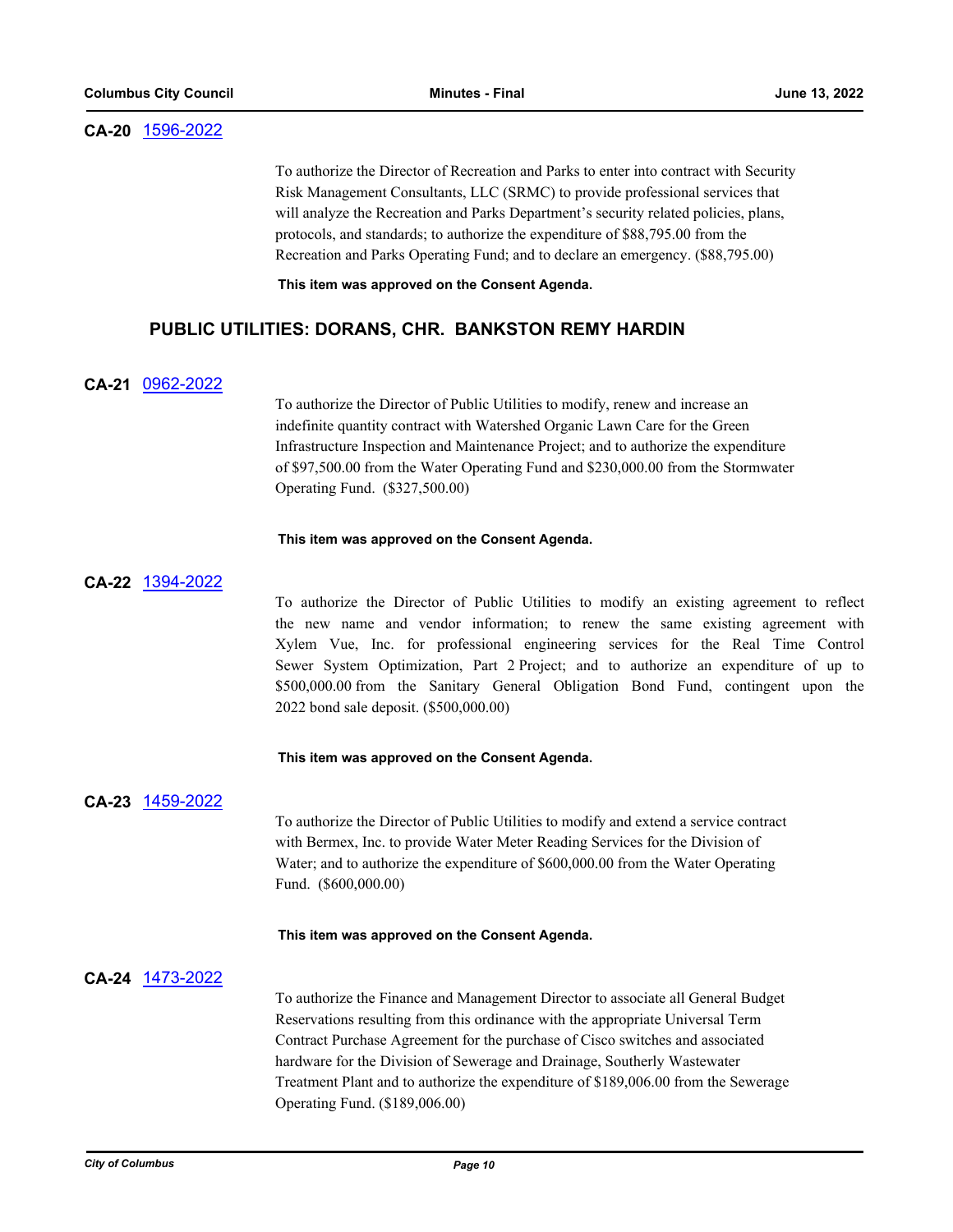**CA-20** 1596-2022

To authorize the Director of Recreation and Parks to enter into contract with Security Risk Management Consultants, LLC (SRMC) to provide professional services that will analyze the Recreation and Parks Department's security related policies, plans, protocols, and standards; to authorize the expenditure of $88,795.00 from the Recreation and Parks Operating Fund; and to declare an emergency. ($88,795.00)

**This item was approved on the Consent Agenda.**

## PUBLIC UTILITIES: DORANS, CHR. BANKSTON REMY HARDIN

**CA-21** 0962-2022

To authorize the Director of Public Utilities to modify, renew and increase an indefinite quantity contract with Watershed Organic Lawn Care for the Green Infrastructure Inspection and Maintenance Project; and to authorize the expenditure of $97,500.00 from the Water Operating Fund and $230,000.00 from the Stormwater Operating Fund. ($327,500.00)

**This item was approved on the Consent Agenda.**

**CA-22** 1394-2022

To authorize the Director of Public Utilities to modify an existing agreement to reflect the new name and vendor information; to renew the same existing agreement with Xylem Vue, Inc. for professional engineering services for the Real Time Control Sewer System Optimization, Part 2 Project; and to authorize an expenditure of up to $500,000.00 from the Sanitary General Obligation Bond Fund, contingent upon the 2022 bond sale deposit. ($500,000.00)

**This item was approved on the Consent Agenda.**

**CA-23** 1459-2022

To authorize the Director of Public Utilities to modify and extend a service contract with Bermex, Inc. to provide Water Meter Reading Services for the Division of Water; and to authorize the expenditure of $600,000.00 from the Water Operating Fund. ($600,000.00)

**This item was approved on the Consent Agenda.**

**CA-24** 1473-2022

To authorize the Finance and Management Director to associate all General Budget Reservations resulting from this ordinance with the appropriate Universal Term Contract Purchase Agreement for the purchase of Cisco switches and associated hardware for the Division of Sewerage and Drainage, Southerly Wastewater Treatment Plant and to authorize the expenditure of $189,006.00 from the Sewerage Operating Fund. ($189,006.00)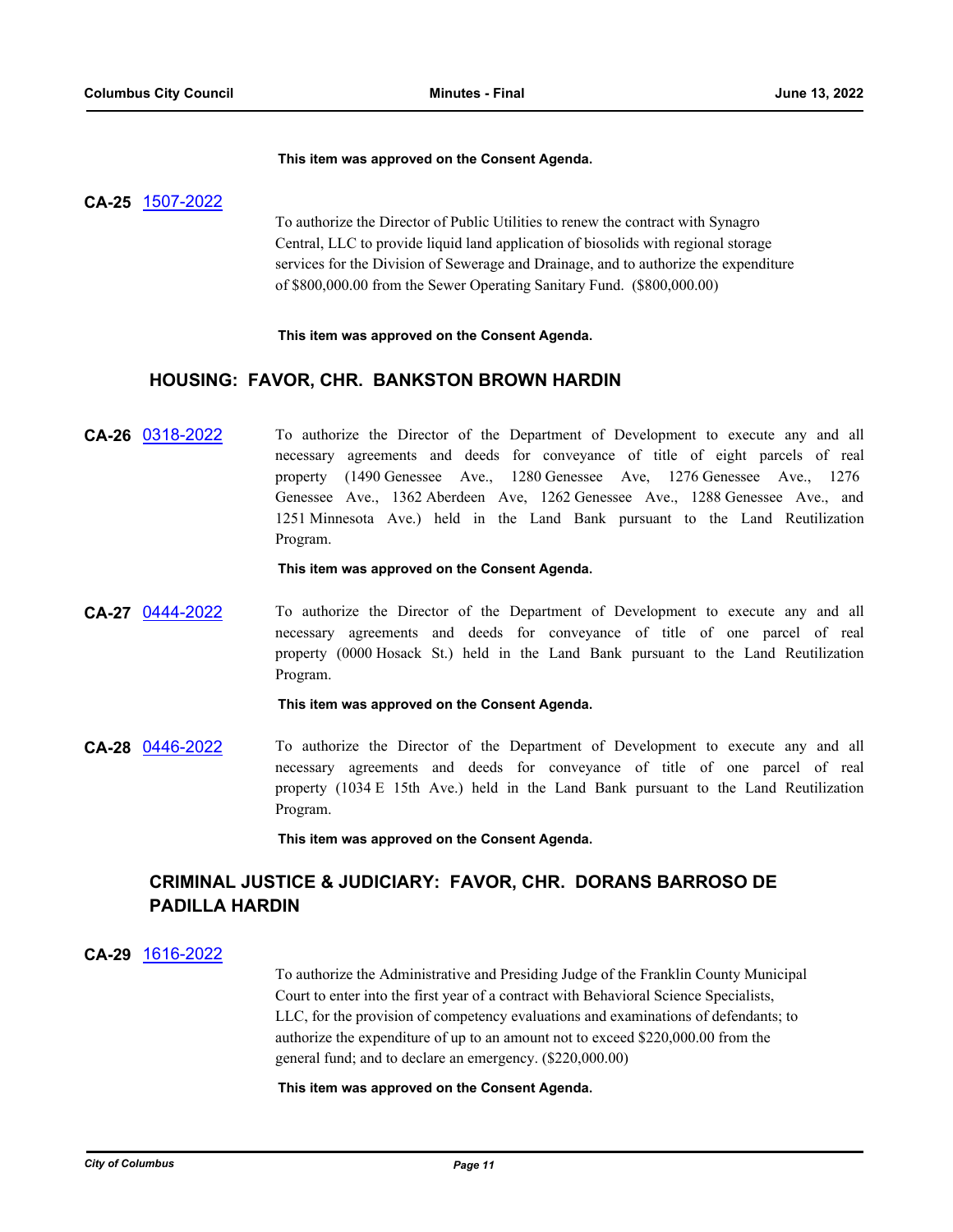**This item was approved on the Consent Agenda.**

**CA-25** 1507-2022

To authorize the Director of Public Utilities to renew the contract with Synagro Central, LLC to provide liquid land application of biosolids with regional storage services for the Division of Sewerage and Drainage, and to authorize the expenditure of $800,000.00 from the Sewer Operating Sanitary Fund. ($800,000.00)

**This item was approved on the Consent Agenda.**

## HOUSING: FAVOR, CHR. BANKSTON BROWN HARDIN

**CA-26** 0318-2022

To authorize the Director of the Department of Development to execute any and all necessary agreements and deeds for conveyance of title of eight parcels of real property (1490 Genessee Ave., 1280 Genessee Ave, 1276 Genessee Ave., 1276 Genessee Ave., 1362 Aberdeen Ave, 1262 Genessee Ave., 1288 Genessee Ave., and 1251 Minnesota Ave.) held in the Land Bank pursuant to the Land Reutilization Program.

**This item was approved on the Consent Agenda.**

**CA-27** 0444-2022

To authorize the Director of the Department of Development to execute any and all necessary agreements and deeds for conveyance of title of one parcel of real property (0000 Hosack St.) held in the Land Bank pursuant to the Land Reutilization Program.

**This item was approved on the Consent Agenda.**

**CA-28** 0446-2022

To authorize the Director of the Department of Development to execute any and all necessary agreements and deeds for conveyance of title of one parcel of real property (1034 E 15th Ave.) held in the Land Bank pursuant to the Land Reutilization Program.

**This item was approved on the Consent Agenda.**

## CRIMINAL JUSTICE & JUDICIARY: FAVOR, CHR. DORANS BARROSO DE PADILLA HARDIN

**CA-29** 1616-2022

To authorize the Administrative and Presiding Judge of the Franklin County Municipal Court to enter into the first year of a contract with Behavioral Science Specialists, LLC, for the provision of competency evaluations and examinations of defendants; to authorize the expenditure of up to an amount not to exceed $220,000.00 from the general fund; and to declare an emergency. ($220,000.00)

**This item was approved on the Consent Agenda.**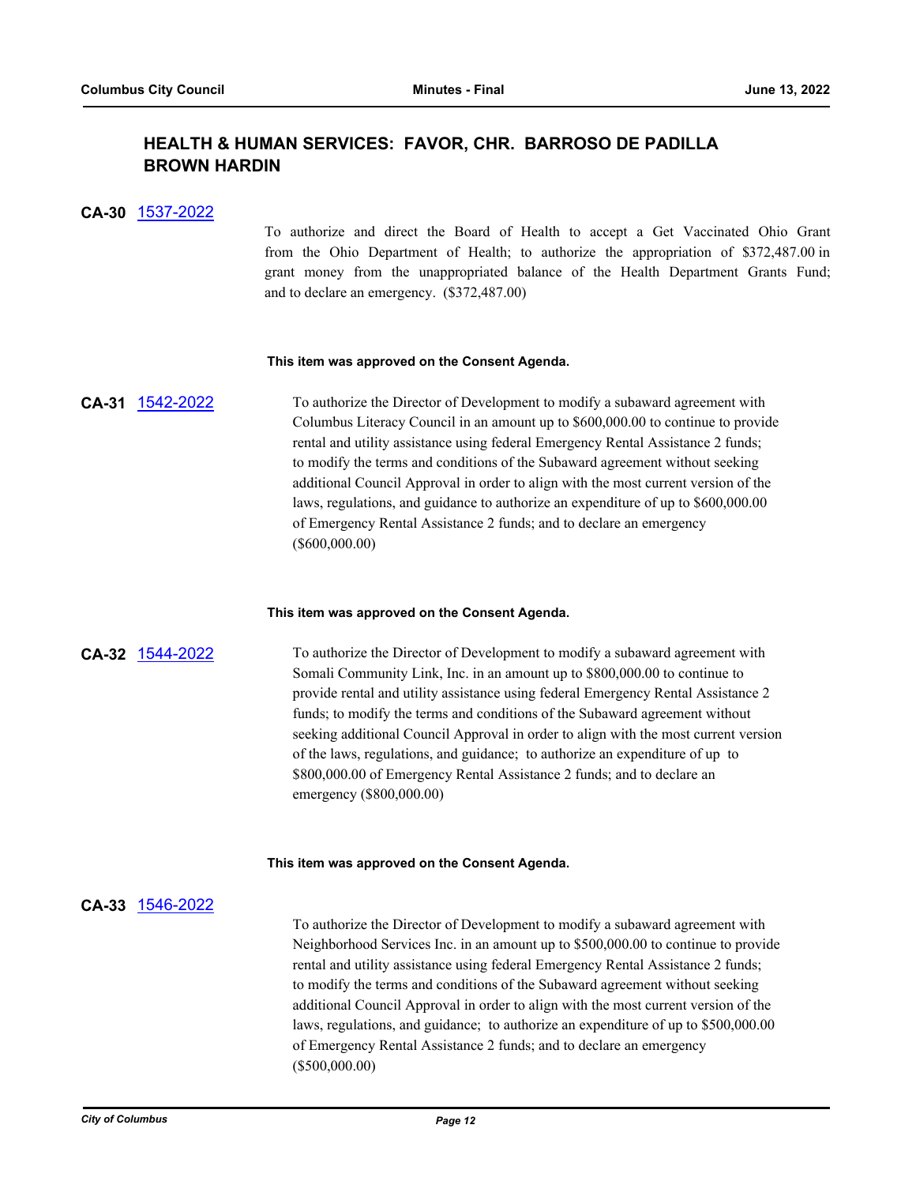## HEALTH & HUMAN SERVICES: FAVOR, CHR. BARROSO DE PADILLA BROWN HARDIN

**CA-30** 1537-2022

To authorize and direct the Board of Health to accept a Get Vaccinated Ohio Grant from the Ohio Department of Health; to authorize the appropriation of $372,487.00 in grant money from the unappropriated balance of the Health Department Grants Fund; and to declare an emergency. ($372,487.00)

**This item was approved on the Consent Agenda.**

**CA-31** 1542-2022

To authorize the Director of Development to modify a subaward agreement with Columbus Literacy Council in an amount up to $600,000.00 to continue to provide rental and utility assistance using federal Emergency Rental Assistance 2 funds; to modify the terms and conditions of the Subaward agreement without seeking additional Council Approval in order to align with the most current version of the laws, regulations, and guidance to authorize an expenditure of up to $600,000.00 of Emergency Rental Assistance 2 funds; and to declare an emergency ($600,000.00)

**This item was approved on the Consent Agenda.**

**CA-32** 1544-2022

To authorize the Director of Development to modify a subaward agreement with Somali Community Link, Inc. in an amount up to $800,000.00 to continue to provide rental and utility assistance using federal Emergency Rental Assistance 2 funds; to modify the terms and conditions of the Subaward agreement without seeking additional Council Approval in order to align with the most current version of the laws, regulations, and guidance; to authorize an expenditure of up to $800,000.00 of Emergency Rental Assistance 2 funds; and to declare an emergency ($800,000.00)

**This item was approved on the Consent Agenda.**

**CA-33** 1546-2022

To authorize the Director of Development to modify a subaward agreement with Neighborhood Services Inc. in an amount up to $500,000.00 to continue to provide rental and utility assistance using federal Emergency Rental Assistance 2 funds; to modify the terms and conditions of the Subaward agreement without seeking additional Council Approval in order to align with the most current version of the laws, regulations, and guidance; to authorize an expenditure of up to $500,000.00 of Emergency Rental Assistance 2 funds; and to declare an emergency ($500,000.00)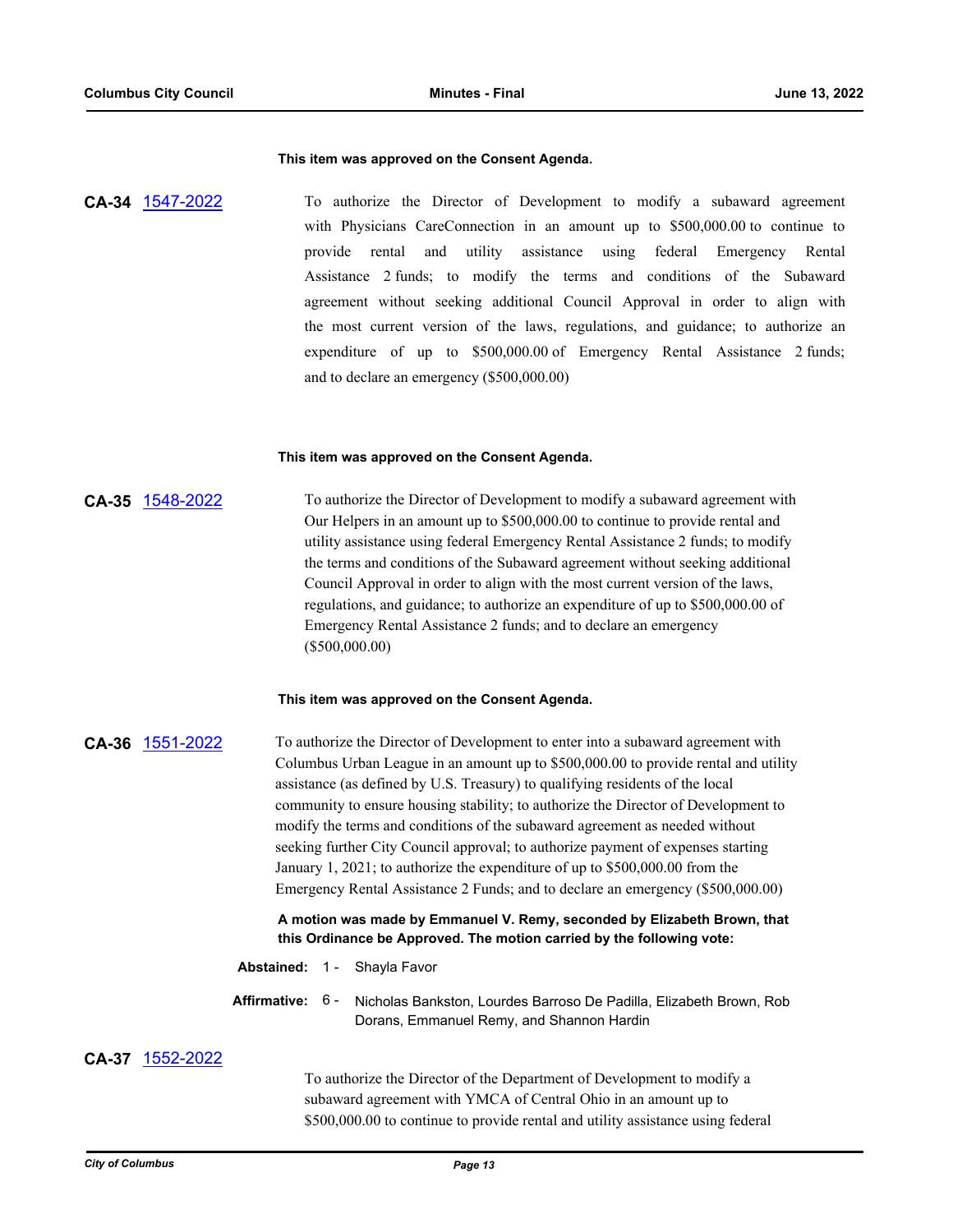**This item was approved on the Consent Agenda.**

**CA-34** [1547-2022]

To authorize the Director of Development to modify a subaward agreement with Physicians CareConnection in an amount up to $500,000.00 to continue to provide rental and utility assistance using federal Emergency Rental Assistance 2 funds; to modify the terms and conditions of the Subaward agreement without seeking additional Council Approval in order to align with the most current version of the laws, regulations, and guidance; to authorize an expenditure of up to $500,000.00 of Emergency Rental Assistance 2 funds; and to declare an emergency ($500,000.00)

**This item was approved on the Consent Agenda.**

**CA-35** [1548-2022]

To authorize the Director of Development to modify a subaward agreement with Our Helpers in an amount up to $500,000.00 to continue to provide rental and utility assistance using federal Emergency Rental Assistance 2 funds; to modify the terms and conditions of the Subaward agreement without seeking additional Council Approval in order to align with the most current version of the laws, regulations, and guidance; to authorize an expenditure of up to $500,000.00 of Emergency Rental Assistance 2 funds; and to declare an emergency ($500,000.00)

**This item was approved on the Consent Agenda.**

**CA-36** [1551-2022]

To authorize the Director of Development to enter into a subaward agreement with Columbus Urban League in an amount up to $500,000.00 to provide rental and utility assistance (as defined by U.S. Treasury) to qualifying residents of the local community to ensure housing stability; to authorize the Director of Development to modify the terms and conditions of the subaward agreement as needed without seeking further City Council approval; to authorize payment of expenses starting January 1, 2021; to authorize the expenditure of up to $500,000.00 from the Emergency Rental Assistance 2 Funds; and to declare an emergency ($500,000.00)

**A motion was made by Emmanuel V. Remy, seconded by Elizabeth Brown, that this Ordinance be Approved. The motion carried by the following vote:**

**Abstained:** 1 - Shayla Favor

**Affirmative:** 6 - Nicholas Bankston, Lourdes Barroso De Padilla, Elizabeth Brown, Rob Dorans, Emmanuel Remy, and Shannon Hardin

**CA-37** [1552-2022]

To authorize the Director of the Department of Development to modify a subaward agreement with YMCA of Central Ohio in an amount up to $500,000.00 to continue to provide rental and utility assistance using federal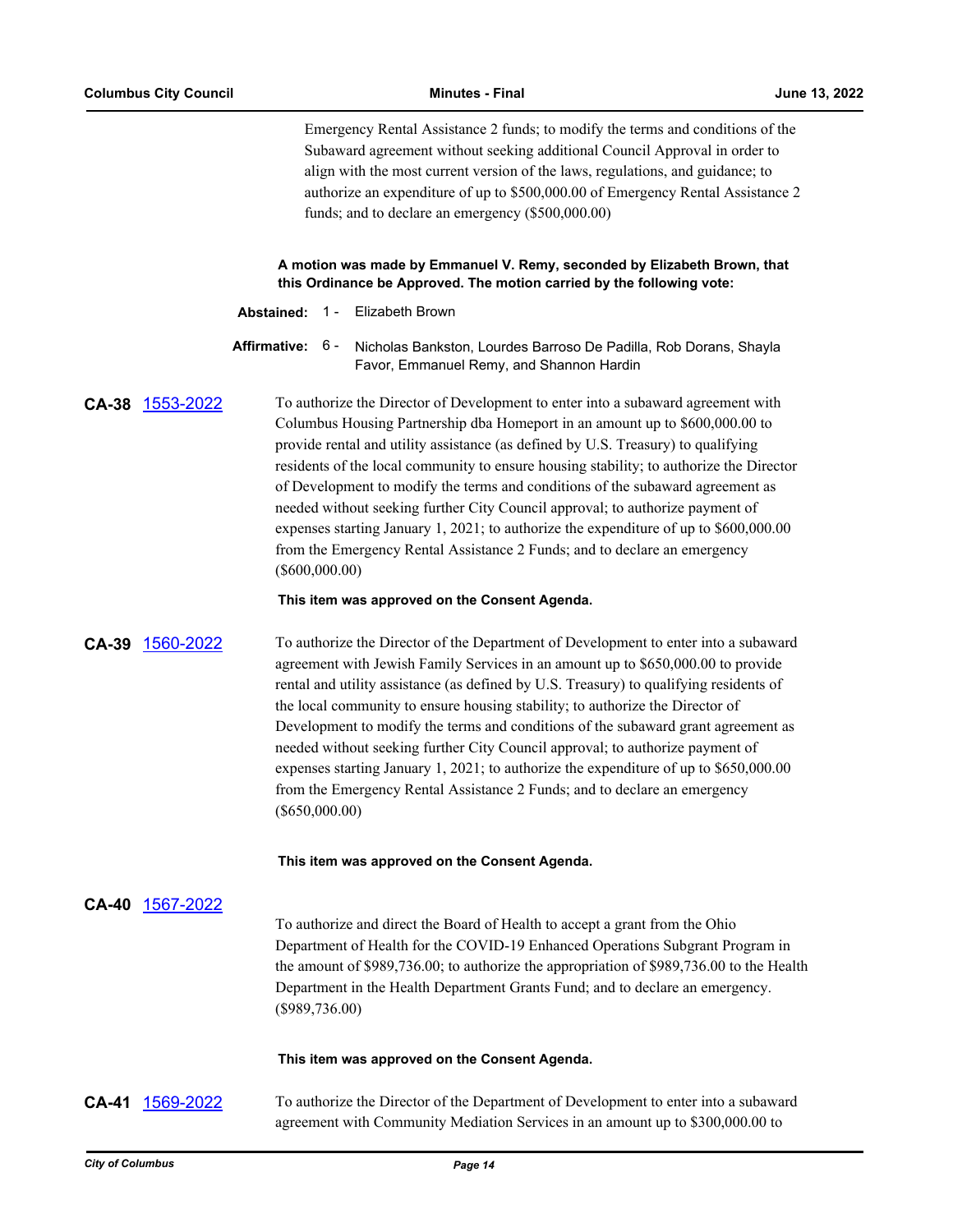Emergency Rental Assistance 2 funds; to modify the terms and conditions of the Subaward agreement without seeking additional Council Approval in order to align with the most current version of the laws, regulations, and guidance; to authorize an expenditure of up to $500,000.00 of Emergency Rental Assistance 2 funds; and to declare an emergency ($500,000.00)

**A motion was made by Emmanuel V. Remy, seconded by Elizabeth Brown, that this Ordinance be Approved. The motion carried by the following vote:**

**Abstained:** 1 - Elizabeth Brown

**Affirmative:** 6 - Nicholas Bankston, Lourdes Barroso De Padilla, Rob Dorans, Shayla Favor, Emmanuel Remy, and Shannon Hardin

**CA-38** 1553-2022

To authorize the Director of Development to enter into a subaward agreement with Columbus Housing Partnership dba Homeport in an amount up to $600,000.00 to provide rental and utility assistance (as defined by U.S. Treasury) to qualifying residents of the local community to ensure housing stability; to authorize the Director of Development to modify the terms and conditions of the subaward agreement as needed without seeking further City Council approval; to authorize payment of expenses starting January 1, 2021; to authorize the expenditure of up to $600,000.00 from the Emergency Rental Assistance 2 Funds; and to declare an emergency ($600,000.00)

**This item was approved on the Consent Agenda.**

**CA-39** 1560-2022

To authorize the Director of the Department of Development to enter into a subaward agreement with Jewish Family Services in an amount up to $650,000.00 to provide rental and utility assistance (as defined by U.S. Treasury) to qualifying residents of the local community to ensure housing stability; to authorize the Director of Development to modify the terms and conditions of the subaward grant agreement as needed without seeking further City Council approval; to authorize payment of expenses starting January 1, 2021; to authorize the expenditure of up to $650,000.00 from the Emergency Rental Assistance 2 Funds; and to declare an emergency ($650,000.00)

**This item was approved on the Consent Agenda.**

**CA-40** 1567-2022

To authorize and direct the Board of Health to accept a grant from the Ohio Department of Health for the COVID-19 Enhanced Operations Subgrant Program in the amount of $989,736.00; to authorize the appropriation of $989,736.00 to the Health Department in the Health Department Grants Fund; and to declare an emergency. ($989,736.00)

**This item was approved on the Consent Agenda.**

**CA-41** 1569-2022

To authorize the Director of the Department of Development to enter into a subaward agreement with Community Mediation Services in an amount up to $300,000.00 to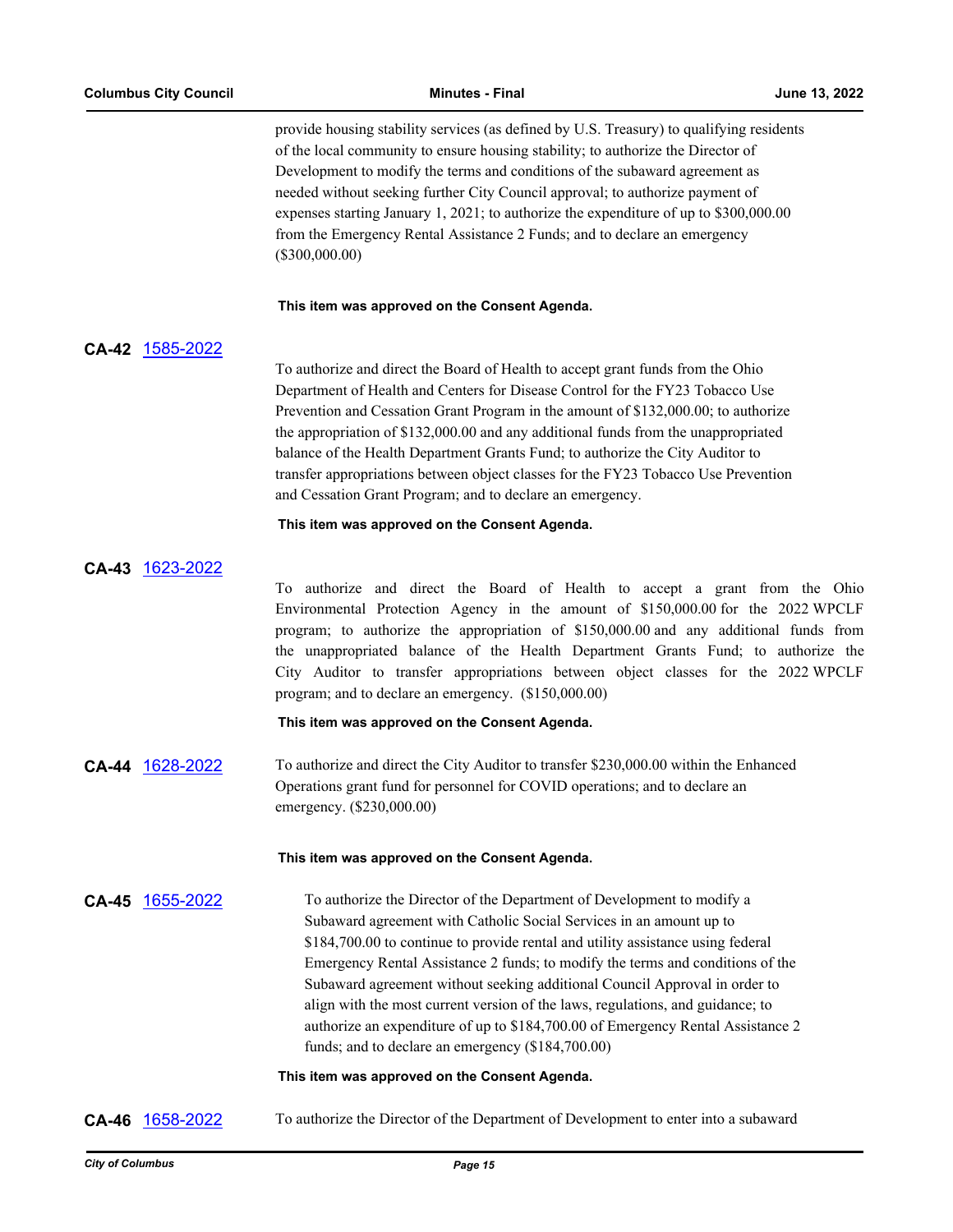provide housing stability services (as defined by U.S. Treasury) to qualifying residents of the local community to ensure housing stability; to authorize the Director of Development to modify the terms and conditions of the subaward agreement as needed without seeking further City Council approval; to authorize payment of expenses starting January 1, 2021; to authorize the expenditure of up to $300,000.00 from the Emergency Rental Assistance 2 Funds; and to declare an emergency ($300,000.00)

**This item was approved on the Consent Agenda.**

**CA-42** 1585-2022

To authorize and direct the Board of Health to accept grant funds from the Ohio Department of Health and Centers for Disease Control for the FY23 Tobacco Use Prevention and Cessation Grant Program in the amount of $132,000.00; to authorize the appropriation of $132,000.00 and any additional funds from the unappropriated balance of the Health Department Grants Fund; to authorize the City Auditor to transfer appropriations between object classes for the FY23 Tobacco Use Prevention and Cessation Grant Program; and to declare an emergency.

**This item was approved on the Consent Agenda.**

**CA-43** 1623-2022

To authorize and direct the Board of Health to accept a grant from the Ohio Environmental Protection Agency in the amount of $150,000.00 for the 2022 WPCLF program; to authorize the appropriation of $150,000.00 and any additional funds from the unappropriated balance of the Health Department Grants Fund; to authorize the City Auditor to transfer appropriations between object classes for the 2022 WPCLF program; and to declare an emergency. ($150,000.00)

**This item was approved on the Consent Agenda.**

**CA-44** 1628-2022

To authorize and direct the City Auditor to transfer $230,000.00 within the Enhanced Operations grant fund for personnel for COVID operations; and to declare an emergency. ($230,000.00)

**This item was approved on the Consent Agenda.**

**CA-45** 1655-2022

To authorize the Director of the Department of Development to modify a Subaward agreement with Catholic Social Services in an amount up to $184,700.00 to continue to provide rental and utility assistance using federal Emergency Rental Assistance 2 funds; to modify the terms and conditions of the Subaward agreement without seeking additional Council Approval in order to align with the most current version of the laws, regulations, and guidance; to authorize an expenditure of up to $184,700.00 of Emergency Rental Assistance 2 funds; and to declare an emergency ($184,700.00)

**This item was approved on the Consent Agenda.**

**CA-46** 1658-2022

To authorize the Director of the Department of Development to enter into a subaward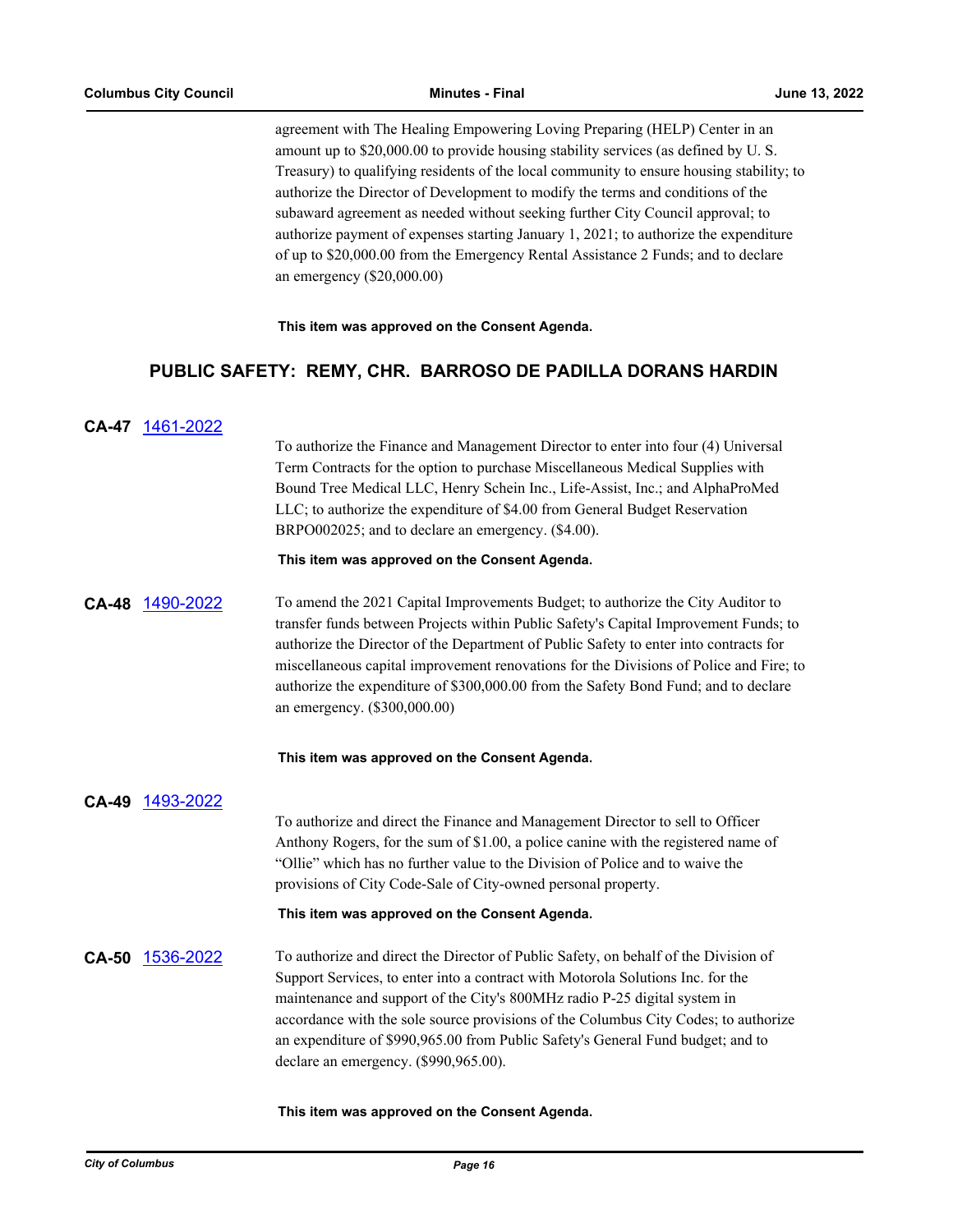agreement with The Healing Empowering Loving Preparing (HELP) Center in an amount up to $20,000.00 to provide housing stability services (as defined by U. S. Treasury) to qualifying residents of the local community to ensure housing stability; to authorize the Director of Development to modify the terms and conditions of the subaward agreement as needed without seeking further City Council approval; to authorize payment of expenses starting January 1, 2021; to authorize the expenditure of up to $20,000.00 from the Emergency Rental Assistance 2 Funds; and to declare an emergency ($20,000.00)

**This item was approved on the Consent Agenda.**

## PUBLIC SAFETY: REMY, CHR. BARROSO DE PADILLA DORANS HARDIN

**CA-47** [1461-2022]

To authorize the Finance and Management Director to enter into four (4) Universal Term Contracts for the option to purchase Miscellaneous Medical Supplies with Bound Tree Medical LLC, Henry Schein Inc., Life-Assist, Inc.; and AlphaProMed LLC; to authorize the expenditure of $4.00 from General Budget Reservation BRPO002025; and to declare an emergency. ($4.00).

**This item was approved on the Consent Agenda.**

**CA-48** [1490-2022]

To amend the 2021 Capital Improvements Budget; to authorize the City Auditor to transfer funds between Projects within Public Safety's Capital Improvement Funds; to authorize the Director of the Department of Public Safety to enter into contracts for miscellaneous capital improvement renovations for the Divisions of Police and Fire; to authorize the expenditure of $300,000.00 from the Safety Bond Fund; and to declare an emergency. ($300,000.00)

**This item was approved on the Consent Agenda.**

**CA-49** [1493-2022]

To authorize and direct the Finance and Management Director to sell to Officer Anthony Rogers, for the sum of $1.00, a police canine with the registered name of "Ollie" which has no further value to the Division of Police and to waive the provisions of City Code-Sale of City-owned personal property.

**This item was approved on the Consent Agenda.**

**CA-50** [1536-2022]

To authorize and direct the Director of Public Safety, on behalf of the Division of Support Services, to enter into a contract with Motorola Solutions Inc. for the maintenance and support of the City's 800MHz radio P-25 digital system in accordance with the sole source provisions of the Columbus City Codes; to authorize an expenditure of $990,965.00 from Public Safety's General Fund budget; and to declare an emergency. ($990,965.00).

**This item was approved on the Consent Agenda.**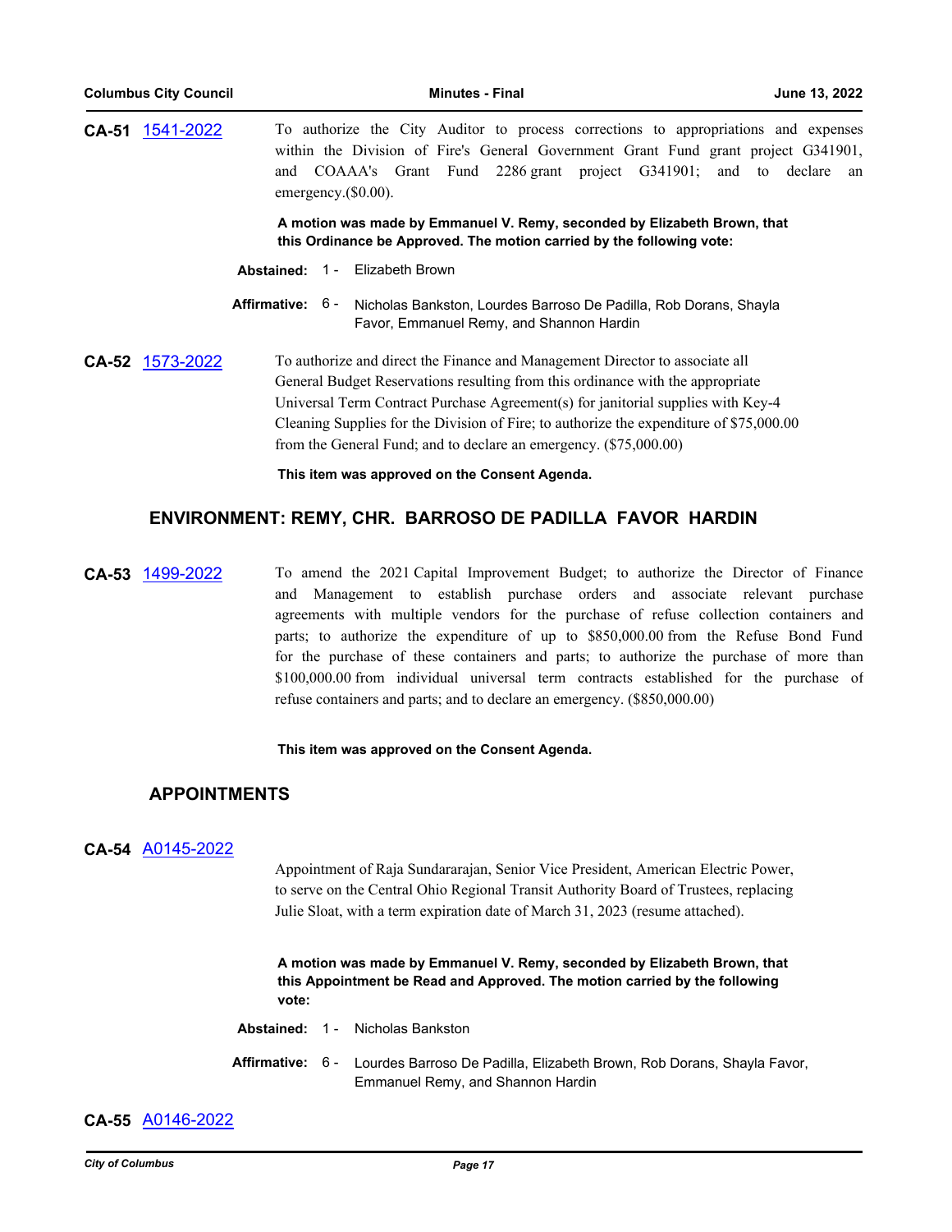**CA-51** 1541-2022

To authorize the City Auditor to process corrections to appropriations and expenses within the Division of Fire's General Government Grant Fund grant project G341901, and COAAA's Grant Fund 2286 grant project G341901; and to declare an emergency.($0.00).

**A motion was made by Emmanuel V. Remy, seconded by Elizabeth Brown, that this Ordinance be Approved. The motion carried by the following vote:**

**Abstained:** 1 - Elizabeth Brown

**Affirmative:** 6 - Nicholas Bankston, Lourdes Barroso De Padilla, Rob Dorans, Shayla Favor, Emmanuel Remy, and Shannon Hardin

**CA-52** 1573-2022

To authorize and direct the Finance and Management Director to associate all General Budget Reservations resulting from this ordinance with the appropriate Universal Term Contract Purchase Agreement(s) for janitorial supplies with Key-4 Cleaning Supplies for the Division of Fire; to authorize the expenditure of $75,000.00 from the General Fund; and to declare an emergency. ($75,000.00)

**This item was approved on the Consent Agenda.**

## ENVIRONMENT: REMY, CHR. BARROSO DE PADILLA FAVOR HARDIN

**CA-53** 1499-2022

To amend the 2021 Capital Improvement Budget; to authorize the Director of Finance and Management to establish purchase orders and associate relevant purchase agreements with multiple vendors for the purchase of refuse collection containers and parts; to authorize the expenditure of up to $850,000.00 from the Refuse Bond Fund for the purchase of these containers and parts; to authorize the purchase of more than $100,000.00 from individual universal term contracts established for the purchase of refuse containers and parts; and to declare an emergency. ($850,000.00)

**This item was approved on the Consent Agenda.**

## APPOINTMENTS

**CA-54** A0145-2022

Appointment of Raja Sundararajan, Senior Vice President, American Electric Power, to serve on the Central Ohio Regional Transit Authority Board of Trustees, replacing Julie Sloat, with a term expiration date of March 31, 2023 (resume attached).

**A motion was made by Emmanuel V. Remy, seconded by Elizabeth Brown, that this Appointment be Read and Approved. The motion carried by the following vote:**

**Abstained:** 1 - Nicholas Bankston

**Affirmative:** 6 - Lourdes Barroso De Padilla, Elizabeth Brown, Rob Dorans, Shayla Favor, Emmanuel Remy, and Shannon Hardin

**CA-55** A0146-2022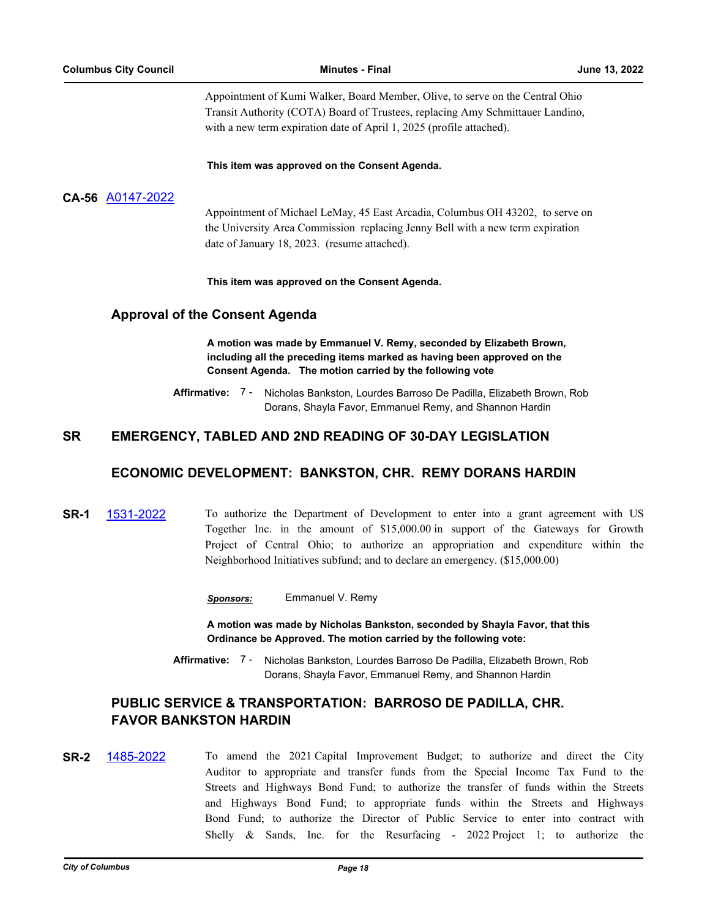Appointment of Kumi Walker, Board Member, Olive, to serve on the Central Ohio Transit Authority (COTA) Board of Trustees, replacing Amy Schmittauer Landino, with a new term expiration date of April 1, 2025 (profile attached).

**This item was approved on the Consent Agenda.**

**CA-56** A0147-2022

Appointment of Michael LeMay, 45 East Arcadia, Columbus OH 43202, to serve on the University Area Commission replacing Jenny Bell with a new term expiration date of January 18, 2023. (resume attached).

**This item was approved on the Consent Agenda.**

## Approval of the Consent Agenda

**A motion was made by Emmanuel V. Remy, seconded by Elizabeth Brown, including all the preceding items marked as having been approved on the Consent Agenda. The motion carried by the following vote**

**Affirmative:** 7 - Nicholas Bankston, Lourdes Barroso De Padilla, Elizabeth Brown, Rob Dorans, Shayla Favor, Emmanuel Remy, and Shannon Hardin

# SR EMERGENCY, TABLED AND 2ND READING OF 30-DAY LEGISLATION

## ECONOMIC DEVELOPMENT: BANKSTON, CHR. REMY DORANS HARDIN

**SR-1** 1531-2022

To authorize the Department of Development to enter into a grant agreement with US Together Inc. in the amount of $15,000.00 in support of the Gateways for Growth Project of Central Ohio; to authorize an appropriation and expenditure within the Neighborhood Initiatives subfund; and to declare an emergency. ($15,000.00)

***Sponsors:*** Emmanuel V. Remy

**A motion was made by Nicholas Bankston, seconded by Shayla Favor, that this Ordinance be Approved. The motion carried by the following vote:**

**Affirmative:** 7 - Nicholas Bankston, Lourdes Barroso De Padilla, Elizabeth Brown, Rob Dorans, Shayla Favor, Emmanuel Remy, and Shannon Hardin

## PUBLIC SERVICE & TRANSPORTATION: BARROSO DE PADILLA, CHR. FAVOR BANKSTON HARDIN

**SR-2** 1485-2022

To amend the 2021 Capital Improvement Budget; to authorize and direct the City Auditor to appropriate and transfer funds from the Special Income Tax Fund to the Streets and Highways Bond Fund; to authorize the transfer of funds within the Streets and Highways Bond Fund; to appropriate funds within the Streets and Highways Bond Fund; to authorize the Director of Public Service to enter into contract with Shelly & Sands, Inc. for the Resurfacing - 2022 Project 1; to authorize the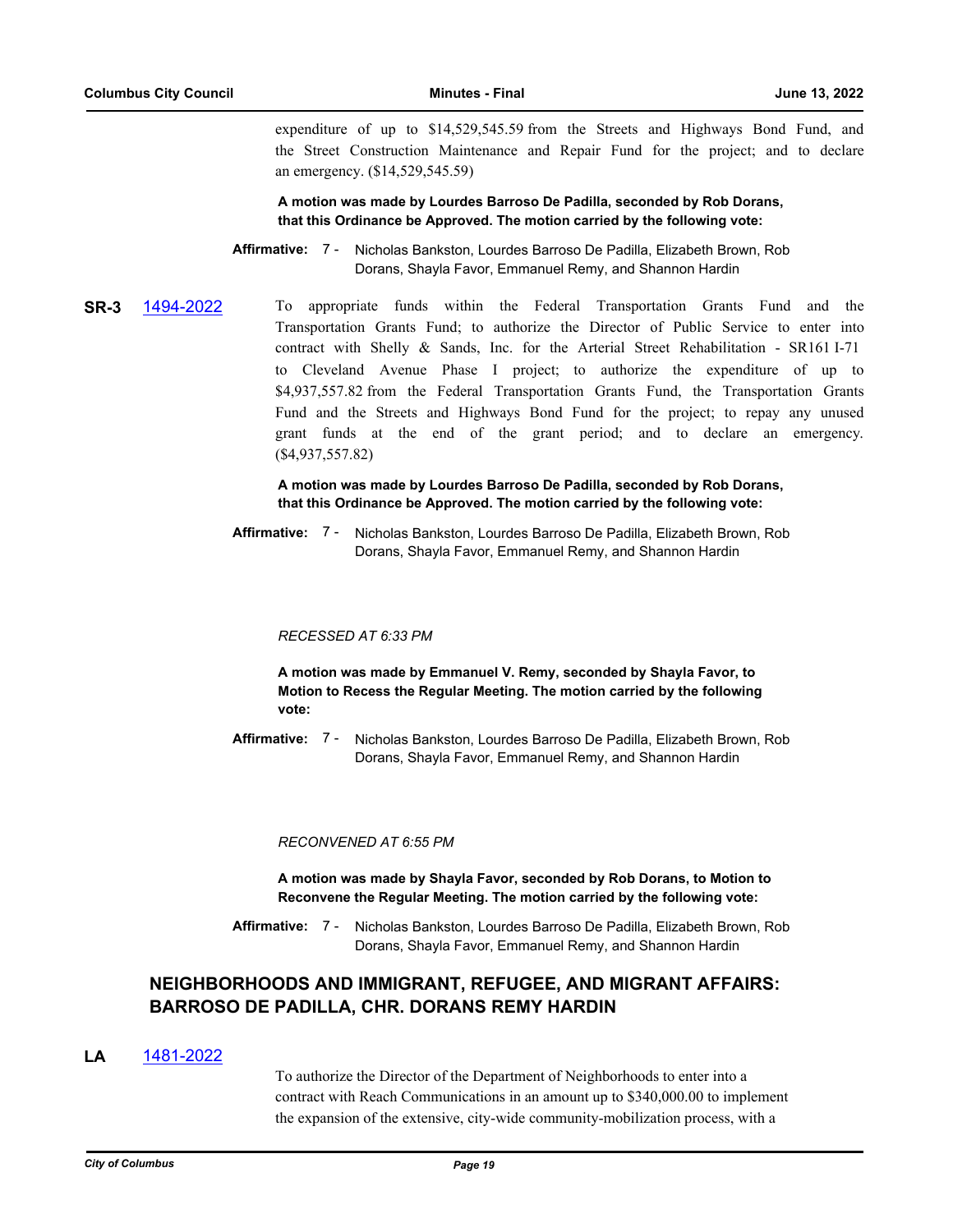expenditure of up to $14,529,545.59 from the Streets and Highways Bond Fund, and the Street Construction Maintenance and Repair Fund for the project; and to declare an emergency. ($14,529,545.59)

**A motion was made by Lourdes Barroso De Padilla, seconded by Rob Dorans, that this Ordinance be Approved. The motion carried by the following vote:**

**Affirmative:** 7 - Nicholas Bankston, Lourdes Barroso De Padilla, Elizabeth Brown, Rob Dorans, Shayla Favor, Emmanuel Remy, and Shannon Hardin

**SR-3** [1494-2022](1494-2022)

To appropriate funds within the Federal Transportation Grants Fund and the Transportation Grants Fund; to authorize the Director of Public Service to enter into contract with Shelly & Sands, Inc. for the Arterial Street Rehabilitation - SR161 I-71 to Cleveland Avenue Phase I project; to authorize the expenditure of up to $4,937,557.82 from the Federal Transportation Grants Fund, the Transportation Grants Fund and the Streets and Highways Bond Fund for the project; to repay any unused grant funds at the end of the grant period; and to declare an emergency. ($4,937,557.82)

**A motion was made by Lourdes Barroso De Padilla, seconded by Rob Dorans, that this Ordinance be Approved. The motion carried by the following vote:**

**Affirmative:** 7 - Nicholas Bankston, Lourdes Barroso De Padilla, Elizabeth Brown, Rob Dorans, Shayla Favor, Emmanuel Remy, and Shannon Hardin

*RECESSED AT 6:33 PM*

**A motion was made by Emmanuel V. Remy, seconded by Shayla Favor, to Motion to Recess the Regular Meeting. The motion carried by the following vote:**

**Affirmative:** 7 - Nicholas Bankston, Lourdes Barroso De Padilla, Elizabeth Brown, Rob Dorans, Shayla Favor, Emmanuel Remy, and Shannon Hardin

*RECONVENED AT 6:55 PM*

**A motion was made by Shayla Favor, seconded by Rob Dorans, to Motion to Reconvene the Regular Meeting. The motion carried by the following vote:**

**Affirmative:** 7 - Nicholas Bankston, Lourdes Barroso De Padilla, Elizabeth Brown, Rob Dorans, Shayla Favor, Emmanuel Remy, and Shannon Hardin

## NEIGHBORHOODS AND IMMIGRANT, REFUGEE, AND MIGRANT AFFAIRS: BARROSO DE PADILLA, CHR. DORANS REMY HARDIN

**LA** [1481-2022](1481-2022)

To authorize the Director of the Department of Neighborhoods to enter into a contract with Reach Communications in an amount up to $340,000.00 to implement the expansion of the extensive, city-wide community-mobilization process, with a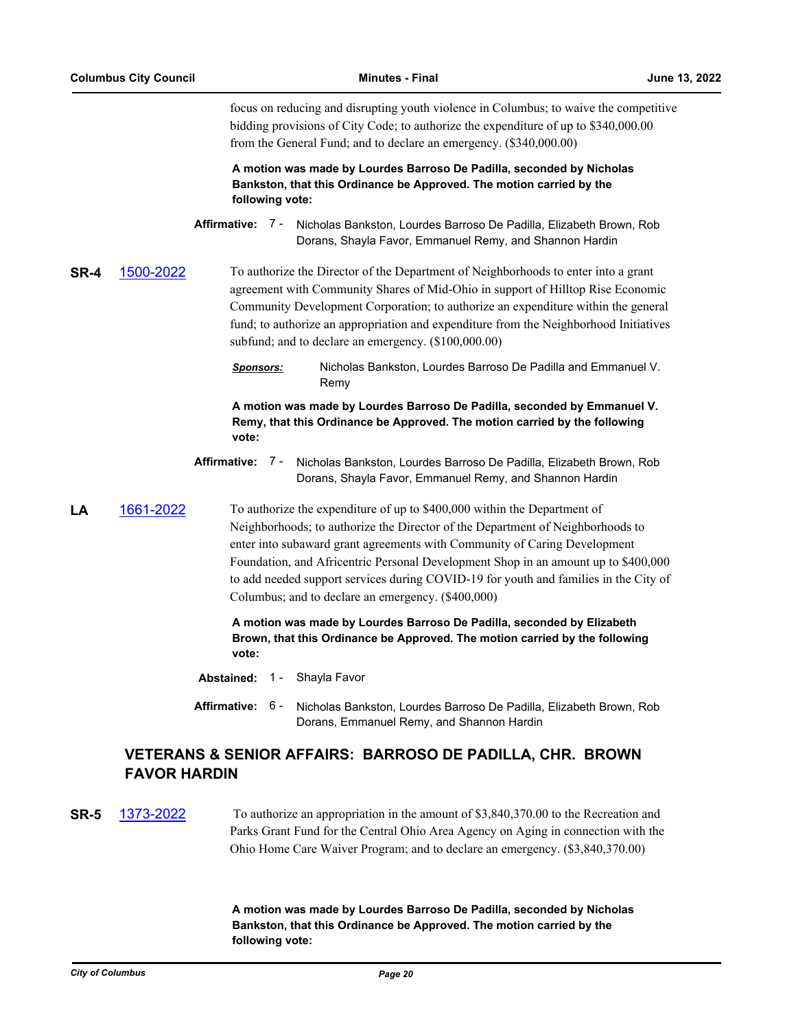focus on reducing and disrupting youth violence in Columbus; to waive the competitive bidding provisions of City Code; to authorize the expenditure of up to $340,000.00 from the General Fund; and to declare an emergency. ($340,000.00)

**A motion was made by Lourdes Barroso De Padilla, seconded by Nicholas Bankston, that this Ordinance be Approved. The motion carried by the following vote:**

**Affirmative:** 7 - Nicholas Bankston, Lourdes Barroso De Padilla, Elizabeth Brown, Rob Dorans, Shayla Favor, Emmanuel Remy, and Shannon Hardin

**SR-4** 1500-2022

To authorize the Director of the Department of Neighborhoods to enter into a grant agreement with Community Shares of Mid-Ohio in support of Hilltop Rise Economic Community Development Corporation; to authorize an expenditure within the general fund; to authorize an appropriation and expenditure from the Neighborhood Initiatives subfund; and to declare an emergency. ($100,000.00)

***Sponsors:*** Nicholas Bankston, Lourdes Barroso De Padilla and Emmanuel V. Remy

**A motion was made by Lourdes Barroso De Padilla, seconded by Emmanuel V. Remy, that this Ordinance be Approved. The motion carried by the following vote:**

**Affirmative:** 7 - Nicholas Bankston, Lourdes Barroso De Padilla, Elizabeth Brown, Rob Dorans, Shayla Favor, Emmanuel Remy, and Shannon Hardin

**LA** 1661-2022

To authorize the expenditure of up to $400,000 within the Department of Neighborhoods; to authorize the Director of the Department of Neighborhoods to enter into subaward grant agreements with Community of Caring Development Foundation, and Africentric Personal Development Shop in an amount up to $400,000 to add needed support services during COVID-19 for youth and families in the City of Columbus; and to declare an emergency. ($400,000)

**A motion was made by Lourdes Barroso De Padilla, seconded by Elizabeth Brown, that this Ordinance be Approved. The motion carried by the following vote:**

**Abstained:** 1 - Shayla Favor

**Affirmative:** 6 - Nicholas Bankston, Lourdes Barroso De Padilla, Elizabeth Brown, Rob Dorans, Emmanuel Remy, and Shannon Hardin

## VETERANS & SENIOR AFFAIRS: BARROSO DE PADILLA, CHR. BROWN FAVOR HARDIN

**SR-5** 1373-2022

To authorize an appropriation in the amount of $3,840,370.00 to the Recreation and Parks Grant Fund for the Central Ohio Area Agency on Aging in connection with the Ohio Home Care Waiver Program; and to declare an emergency. ($3,840,370.00)

**A motion was made by Lourdes Barroso De Padilla, seconded by Nicholas Bankston, that this Ordinance be Approved. The motion carried by the following vote:**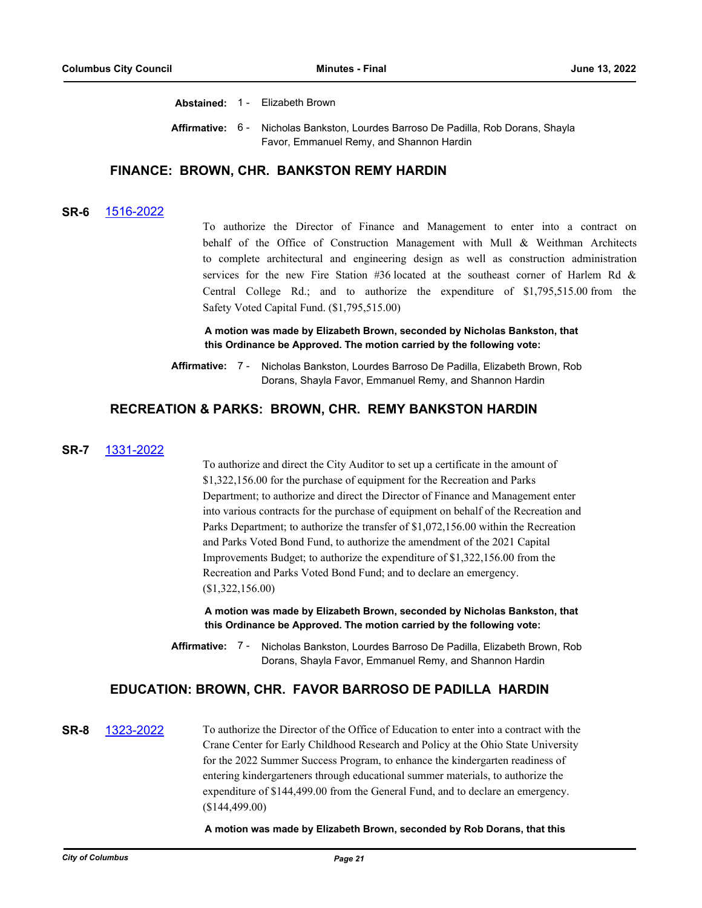**Abstained:** 1 - Elizabeth Brown

**Affirmative:** 6 - Nicholas Bankston, Lourdes Barroso De Padilla, Rob Dorans, Shayla Favor, Emmanuel Remy, and Shannon Hardin

## FINANCE: BROWN, CHR. BANKSTON REMY HARDIN

**SR-6** [1516-2022](1516-2022)

To authorize the Director of Finance and Management to enter into a contract on behalf of the Office of Construction Management with Mull & Weithman Architects to complete architectural and engineering design as well as construction administration services for the new Fire Station #36 located at the southeast corner of Harlem Rd & Central College Rd.; and to authorize the expenditure of $1,795,515.00 from the Safety Voted Capital Fund. ($1,795,515.00)

**A motion was made by Elizabeth Brown, seconded by Nicholas Bankston, that this Ordinance be Approved. The motion carried by the following vote:**

**Affirmative:** 7 - Nicholas Bankston, Lourdes Barroso De Padilla, Elizabeth Brown, Rob Dorans, Shayla Favor, Emmanuel Remy, and Shannon Hardin

## RECREATION & PARKS: BROWN, CHR. REMY BANKSTON HARDIN

**SR-7** [1331-2022](1331-2022)

To authorize and direct the City Auditor to set up a certificate in the amount of $1,322,156.00 for the purchase of equipment for the Recreation and Parks Department; to authorize and direct the Director of Finance and Management enter into various contracts for the purchase of equipment on behalf of the Recreation and Parks Department; to authorize the transfer of $1,072,156.00 within the Recreation and Parks Voted Bond Fund, to authorize the amendment of the 2021 Capital Improvements Budget; to authorize the expenditure of $1,322,156.00 from the Recreation and Parks Voted Bond Fund; and to declare an emergency. ($1,322,156.00)

**A motion was made by Elizabeth Brown, seconded by Nicholas Bankston, that this Ordinance be Approved. The motion carried by the following vote:**

**Affirmative:** 7 - Nicholas Bankston, Lourdes Barroso De Padilla, Elizabeth Brown, Rob Dorans, Shayla Favor, Emmanuel Remy, and Shannon Hardin

## EDUCATION: BROWN, CHR. FAVOR BARROSO DE PADILLA HARDIN

**SR-8** [1323-2022](1323-2022)

To authorize the Director of the Office of Education to enter into a contract with the Crane Center for Early Childhood Research and Policy at the Ohio State University for the 2022 Summer Success Program, to enhance the kindergarten readiness of entering kindergarteners through educational summer materials, to authorize the expenditure of $144,499.00 from the General Fund, and to declare an emergency. ($144,499.00)

**A motion was made by Elizabeth Brown, seconded by Rob Dorans, that this**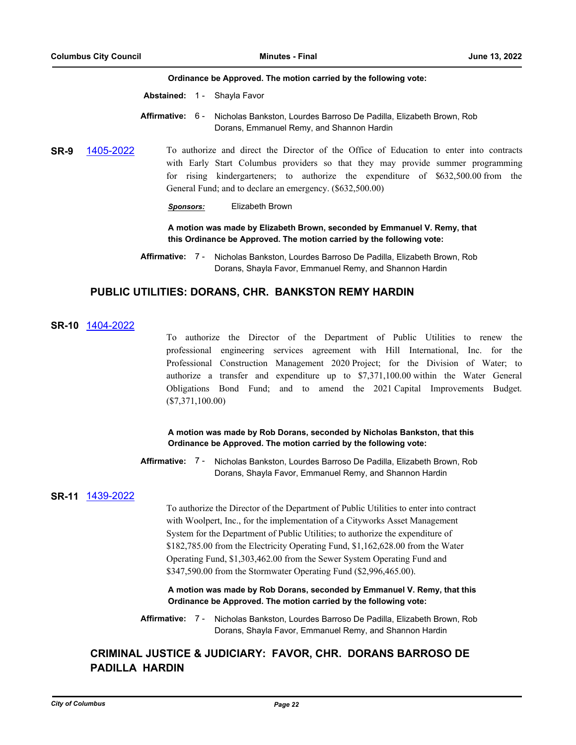**Ordinance be Approved. The motion carried by the following vote:**

**Abstained:** 1 - Shayla Favor

**Affirmative:** 6 - Nicholas Bankston, Lourdes Barroso De Padilla, Elizabeth Brown, Rob Dorans, Emmanuel Remy, and Shannon Hardin

**SR-9** [1405-2022]

To authorize and direct the Director of the Office of Education to enter into contracts with Early Start Columbus providers so that they may provide summer programming for rising kindergarteners; to authorize the expenditure of $632,500.00 from the General Fund; and to declare an emergency. ($632,500.00)

***Sponsors:*** Elizabeth Brown

**A motion was made by Elizabeth Brown, seconded by Emmanuel V. Remy, that this Ordinance be Approved. The motion carried by the following vote:**

**Affirmative:** 7 - Nicholas Bankston, Lourdes Barroso De Padilla, Elizabeth Brown, Rob Dorans, Shayla Favor, Emmanuel Remy, and Shannon Hardin

## PUBLIC UTILITIES: DORANS, CHR. BANKSTON REMY HARDIN

**SR-10** [1404-2022]

To authorize the Director of the Department of Public Utilities to renew the professional engineering services agreement with Hill International, Inc. for the Professional Construction Management 2020 Project; for the Division of Water; to authorize a transfer and expenditure up to $7,371,100.00 within the Water General Obligations Bond Fund; and to amend the 2021 Capital Improvements Budget. ($7,371,100.00)

**A motion was made by Rob Dorans, seconded by Nicholas Bankston, that this Ordinance be Approved. The motion carried by the following vote:**

**Affirmative:** 7 - Nicholas Bankston, Lourdes Barroso De Padilla, Elizabeth Brown, Rob Dorans, Shayla Favor, Emmanuel Remy, and Shannon Hardin

**SR-11** [1439-2022]

To authorize the Director of the Department of Public Utilities to enter into contract with Woolpert, Inc., for the implementation of a Cityworks Asset Management System for the Department of Public Utilities; to authorize the expenditure of $182,785.00 from the Electricity Operating Fund, $1,162,628.00 from the Water Operating Fund, $1,303,462.00 from the Sewer System Operating Fund and $347,590.00 from the Stormwater Operating Fund ($2,996,465.00).

**A motion was made by Rob Dorans, seconded by Emmanuel V. Remy, that this Ordinance be Approved. The motion carried by the following vote:**

**Affirmative:** 7 - Nicholas Bankston, Lourdes Barroso De Padilla, Elizabeth Brown, Rob Dorans, Shayla Favor, Emmanuel Remy, and Shannon Hardin

## CRIMINAL JUSTICE & JUDICIARY: FAVOR, CHR. DORANS BARROSO DE PADILLA HARDIN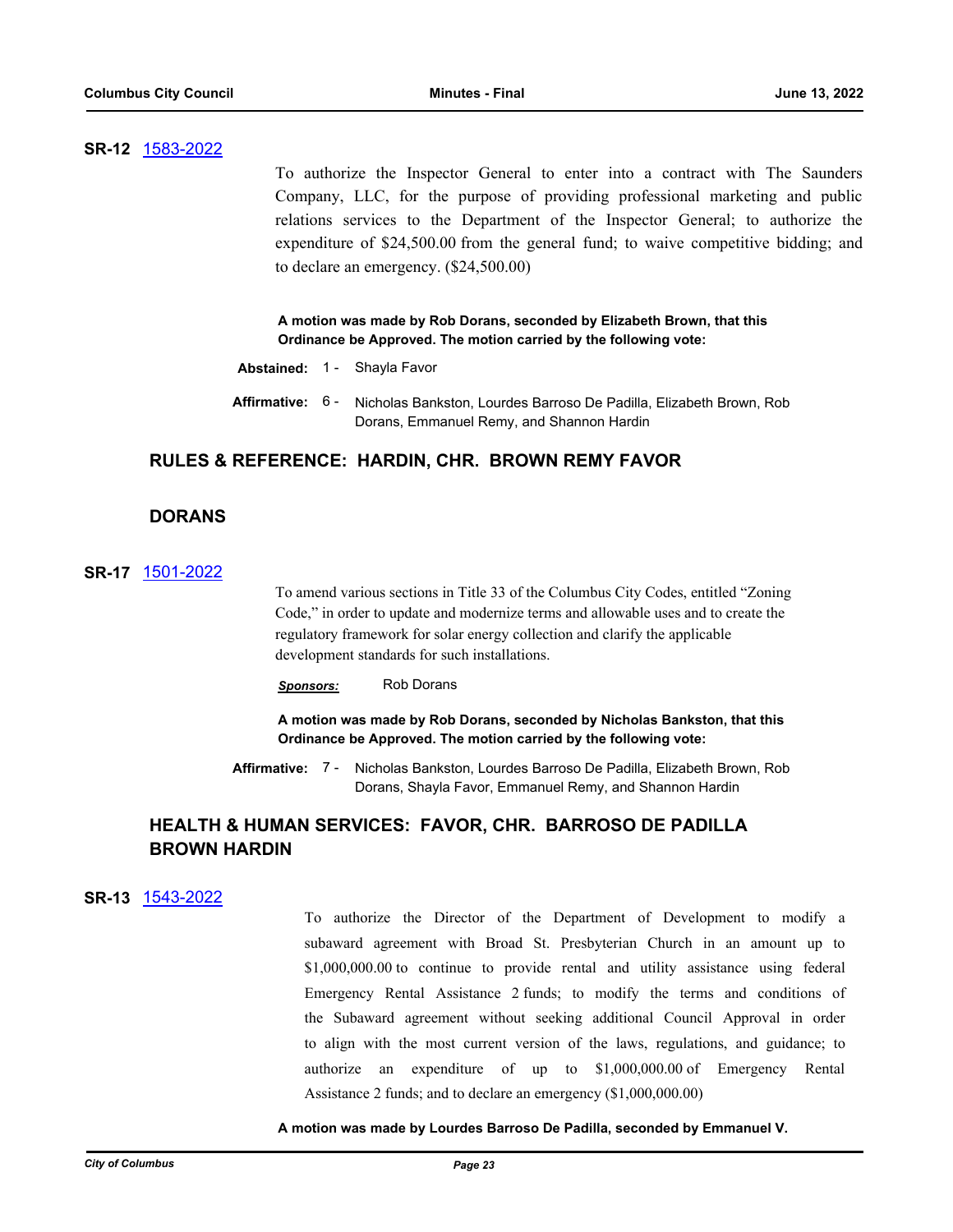**SR-12** [1583-2022]

To authorize the Inspector General to enter into a contract with The Saunders Company, LLC, for the purpose of providing professional marketing and public relations services to the Department of the Inspector General; to authorize the expenditure of $24,500.00 from the general fund; to waive competitive bidding; and to declare an emergency. ($24,500.00)

**A motion was made by Rob Dorans, seconded by Elizabeth Brown, that this Ordinance be Approved. The motion carried by the following vote:**

**Abstained:** 1 - Shayla Favor

**Affirmative:** 6 - Nicholas Bankston, Lourdes Barroso De Padilla, Elizabeth Brown, Rob Dorans, Emmanuel Remy, and Shannon Hardin

## RULES & REFERENCE: HARDIN, CHR. BROWN REMY FAVOR

## DORANS

**SR-17** [1501-2022]

To amend various sections in Title 33 of the Columbus City Codes, entitled "Zoning Code," in order to update and modernize terms and allowable uses and to create the regulatory framework for solar energy collection and clarify the applicable development standards for such installations.

***Sponsors:*** Rob Dorans

**A motion was made by Rob Dorans, seconded by Nicholas Bankston, that this Ordinance be Approved. The motion carried by the following vote:**

**Affirmative:** 7 - Nicholas Bankston, Lourdes Barroso De Padilla, Elizabeth Brown, Rob Dorans, Shayla Favor, Emmanuel Remy, and Shannon Hardin

## HEALTH & HUMAN SERVICES: FAVOR, CHR. BARROSO DE PADILLA BROWN HARDIN

**SR-13** [1543-2022]

To authorize the Director of the Department of Development to modify a subaward agreement with Broad St. Presbyterian Church in an amount up to $1,000,000.00 to continue to provide rental and utility assistance using federal Emergency Rental Assistance 2 funds; to modify the terms and conditions of the Subaward agreement without seeking additional Council Approval in order to align with the most current version of the laws, regulations, and guidance; to authorize an expenditure of up to $1,000,000.00 of Emergency Rental Assistance 2 funds; and to declare an emergency ($1,000,000.00)

**A motion was made by Lourdes Barroso De Padilla, seconded by Emmanuel V.**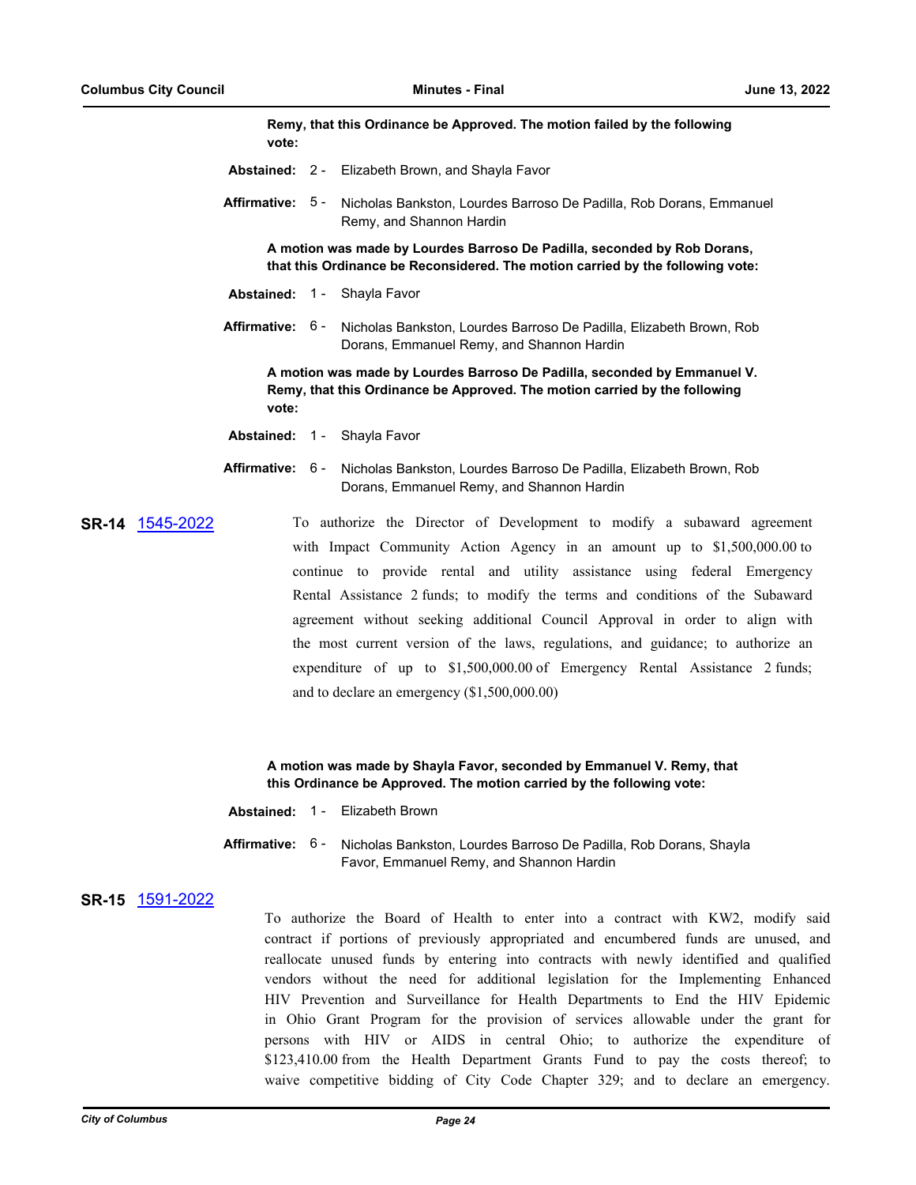**Remy, that this Ordinance be Approved. The motion failed by the following vote:**

**Abstained:** 2 - Elizabeth Brown, and Shayla Favor

**Affirmative:** 5 - Nicholas Bankston, Lourdes Barroso De Padilla, Rob Dorans, Emmanuel Remy, and Shannon Hardin

**A motion was made by Lourdes Barroso De Padilla, seconded by Rob Dorans, that this Ordinance be Reconsidered. The motion carried by the following vote:**

**Abstained:** 1 - Shayla Favor

**Affirmative:** 6 - Nicholas Bankston, Lourdes Barroso De Padilla, Elizabeth Brown, Rob Dorans, Emmanuel Remy, and Shannon Hardin

**A motion was made by Lourdes Barroso De Padilla, seconded by Emmanuel V. Remy, that this Ordinance be Approved. The motion carried by the following vote:**

**Abstained:** 1 - Shayla Favor

**Affirmative:** 6 - Nicholas Bankston, Lourdes Barroso De Padilla, Elizabeth Brown, Rob Dorans, Emmanuel Remy, and Shannon Hardin

**SR-14** 1545-2022

To authorize the Director of Development to modify a subaward agreement with Impact Community Action Agency in an amount up to $1,500,000.00 to continue to provide rental and utility assistance using federal Emergency Rental Assistance 2 funds; to modify the terms and conditions of the Subaward agreement without seeking additional Council Approval in order to align with the most current version of the laws, regulations, and guidance; to authorize an expenditure of up to $1,500,000.00 of Emergency Rental Assistance 2 funds; and to declare an emergency ($1,500,000.00)

**A motion was made by Shayla Favor, seconded by Emmanuel V. Remy, that this Ordinance be Approved. The motion carried by the following vote:**

**Abstained:** 1 - Elizabeth Brown

**Affirmative:** 6 - Nicholas Bankston, Lourdes Barroso De Padilla, Rob Dorans, Shayla Favor, Emmanuel Remy, and Shannon Hardin

**SR-15** 1591-2022

To authorize the Board of Health to enter into a contract with KW2, modify said contract if portions of previously appropriated and encumbered funds are unused, and reallocate unused funds by entering into contracts with newly identified and qualified vendors without the need for additional legislation for the Implementing Enhanced HIV Prevention and Surveillance for Health Departments to End the HIV Epidemic in Ohio Grant Program for the provision of services allowable under the grant for persons with HIV or AIDS in central Ohio; to authorize the expenditure of $123,410.00 from the Health Department Grants Fund to pay the costs thereof; to waive competitive bidding of City Code Chapter 329; and to declare an emergency.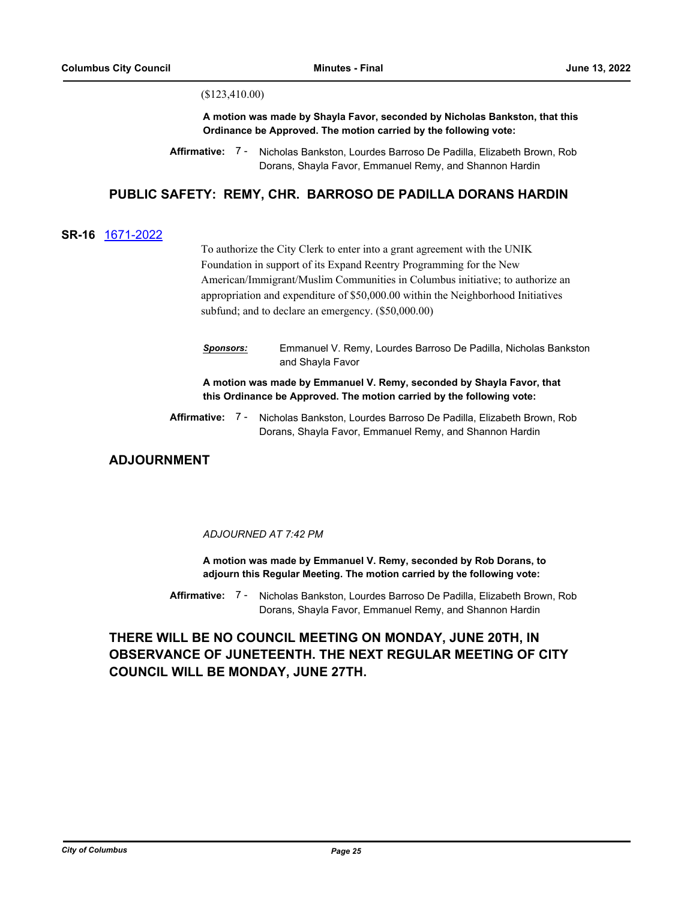($123,410.00)

**A motion was made by Shayla Favor, seconded by Nicholas Bankston, that this Ordinance be Approved. The motion carried by the following vote:**

**Affirmative:** 7 - Nicholas Bankston, Lourdes Barroso De Padilla, Elizabeth Brown, Rob Dorans, Shayla Favor, Emmanuel Remy, and Shannon Hardin

## PUBLIC SAFETY: REMY, CHR. BARROSO DE PADILLA DORANS HARDIN

**SR-16** 1671-2022

To authorize the City Clerk to enter into a grant agreement with the UNIK Foundation in support of its Expand Reentry Programming for the New American/Immigrant/Muslim Communities in Columbus initiative; to authorize an appropriation and expenditure of $50,000.00 within the Neighborhood Initiatives subfund; and to declare an emergency. ($50,000.00)

***Sponsors:*** Emmanuel V. Remy, Lourdes Barroso De Padilla, Nicholas Bankston and Shayla Favor

**A motion was made by Emmanuel V. Remy, seconded by Shayla Favor, that this Ordinance be Approved. The motion carried by the following vote:**

**Affirmative:** 7 - Nicholas Bankston, Lourdes Barroso De Padilla, Elizabeth Brown, Rob Dorans, Shayla Favor, Emmanuel Remy, and Shannon Hardin

## ADJOURNMENT

*ADJOURNED AT 7:42 PM*

**A motion was made by Emmanuel V. Remy, seconded by Rob Dorans, to adjourn this Regular Meeting. The motion carried by the following vote:**

**Affirmative:** 7 - Nicholas Bankston, Lourdes Barroso De Padilla, Elizabeth Brown, Rob Dorans, Shayla Favor, Emmanuel Remy, and Shannon Hardin

## THERE WILL BE NO COUNCIL MEETING ON MONDAY, JUNE 20TH, IN OBSERVANCE OF JUNETEENTH. THE NEXT REGULAR MEETING OF CITY COUNCIL WILL BE MONDAY, JUNE 27TH.